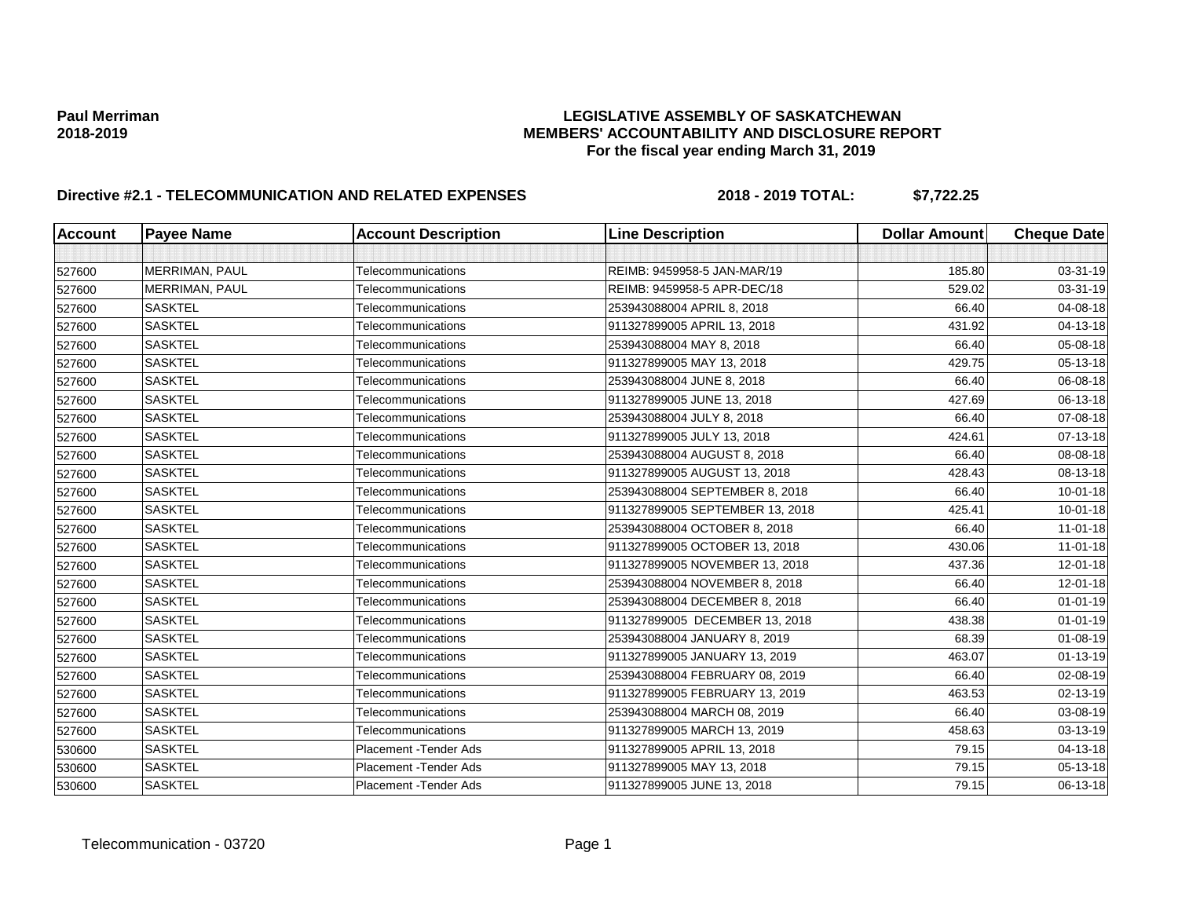**Paul Merriman**
**2018-2019**

# LEGISLATIVE ASSEMBLY OF SASKATCHEWAN
## MEMBERS' ACCOUNTABILITY AND DISCLOSURE REPORT
### For the fiscal year ending March 31, 2019

**Directive #2.1 - TELECOMMUNICATION AND RELATED EXPENSES** **2018 - 2019 TOTAL: $7,722.25**

| Account | Payee Name | Account Description | Line Description | Dollar Amount | Cheque Date |
|---|---|---|---|---|---|
| | | | | | |
| 527600 | MERRIMAN, PAUL | Telecommunications | REIMB: 9459958-5 JAN-MAR/19 | 185.80 | 03-31-19 |
| 527600 | MERRIMAN, PAUL | Telecommunications | REIMB: 9459958-5 APR-DEC/18 | 529.02 | 03-31-19 |
| 527600 | SASKTEL | Telecommunications | 253943088004 APRIL 8, 2018 | 66.40 | 04-08-18 |
| 527600 | SASKTEL | Telecommunications | 911327899005 APRIL 13, 2018 | 431.92 | 04-13-18 |
| 527600 | SASKTEL | Telecommunications | 253943088004 MAY 8, 2018 | 66.40 | 05-08-18 |
| 527600 | SASKTEL | Telecommunications | 911327899005 MAY 13, 2018 | 429.75 | 05-13-18 |
| 527600 | SASKTEL | Telecommunications | 253943088004 JUNE 8, 2018 | 66.40 | 06-08-18 |
| 527600 | SASKTEL | Telecommunications | 911327899005 JUNE 13, 2018 | 427.69 | 06-13-18 |
| 527600 | SASKTEL | Telecommunications | 253943088004 JULY 8, 2018 | 66.40 | 07-08-18 |
| 527600 | SASKTEL | Telecommunications | 911327899005 JULY 13, 2018 | 424.61 | 07-13-18 |
| 527600 | SASKTEL | Telecommunications | 253943088004 AUGUST 8, 2018 | 66.40 | 08-08-18 |
| 527600 | SASKTEL | Telecommunications | 911327899005 AUGUST 13, 2018 | 428.43 | 08-13-18 |
| 527600 | SASKTEL | Telecommunications | 253943088004 SEPTEMBER 8, 2018 | 66.40 | 10-01-18 |
| 527600 | SASKTEL | Telecommunications | 911327899005 SEPTEMBER 13, 2018 | 425.41 | 10-01-18 |
| 527600 | SASKTEL | Telecommunications | 253943088004 OCTOBER 8, 2018 | 66.40 | 11-01-18 |
| 527600 | SASKTEL | Telecommunications | 911327899005 OCTOBER 13, 2018 | 430.06 | 11-01-18 |
| 527600 | SASKTEL | Telecommunications | 911327899005 NOVEMBER 13, 2018 | 437.36 | 12-01-18 |
| 527600 | SASKTEL | Telecommunications | 253943088004 NOVEMBER 8, 2018 | 66.40 | 12-01-18 |
| 527600 | SASKTEL | Telecommunications | 253943088004 DECEMBER 8, 2018 | 66.40 | 01-01-19 |
| 527600 | SASKTEL | Telecommunications | 911327899005 DECEMBER 13, 2018 | 438.38 | 01-01-19 |
| 527600 | SASKTEL | Telecommunications | 253943088004 JANUARY 8, 2019 | 68.39 | 01-08-19 |
| 527600 | SASKTEL | Telecommunications | 911327899005 JANUARY 13, 2019 | 463.07 | 01-13-19 |
| 527600 | SASKTEL | Telecommunications | 253943088004 FEBRUARY 08, 2019 | 66.40 | 02-08-19 |
| 527600 | SASKTEL | Telecommunications | 911327899005 FEBRUARY 13, 2019 | 463.53 | 02-13-19 |
| 527600 | SASKTEL | Telecommunications | 253943088004 MARCH 08, 2019 | 66.40 | 03-08-19 |
| 527600 | SASKTEL | Telecommunications | 911327899005 MARCH 13, 2019 | 458.63 | 03-13-19 |
| 530600 | SASKTEL | Placement -Tender Ads | 911327899005 APRIL 13, 2018 | 79.15 | 04-13-18 |
| 530600 | SASKTEL | Placement -Tender Ads | 911327899005 MAY 13, 2018 | 79.15 | 05-13-18 |
| 530600 | SASKTEL | Placement -Tender Ads | 911327899005 JUNE 13, 2018 | 79.15 | 06-13-18 |

Telecommunication - 03720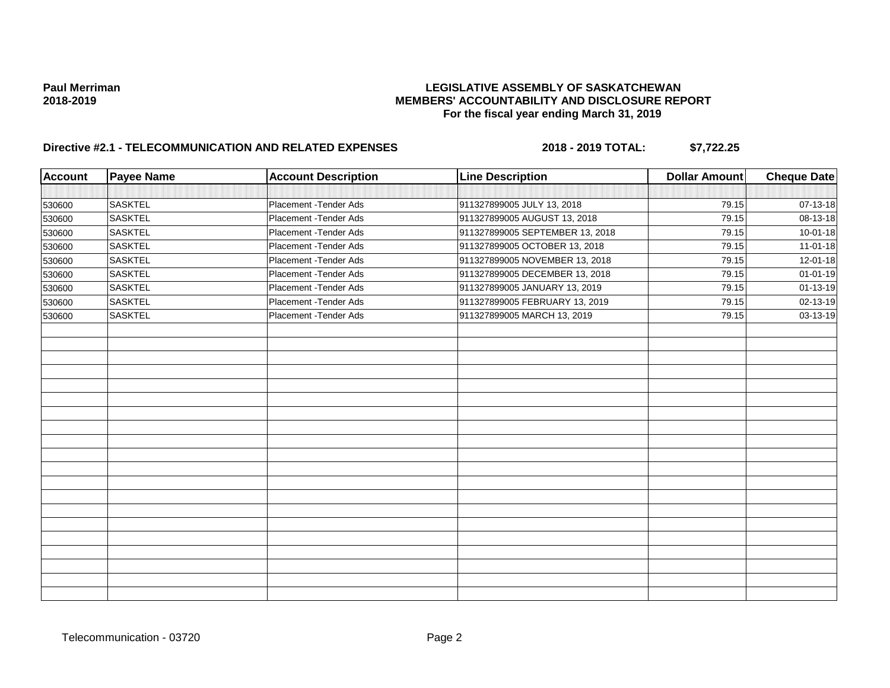**Paul Merriman**
**2018-2019**

**LEGISLATIVE ASSEMBLY OF SASKATCHEWAN**
**MEMBERS' ACCOUNTABILITY AND DISCLOSURE REPORT**
**For the fiscal year ending March 31, 2019**

**Directive #2.1 - TELECOMMUNICATION AND RELATED EXPENSES** **2018 - 2019 TOTAL: $7,722.25**

| Account | Payee Name | Account Description | Line Description | Dollar Amount | Cheque Date |
|---|---|---|---|---|---|
| | | | | | |
| 530600 | SASKTEL | Placement -Tender Ads | 911327899005 JULY 13, 2018 | 79.15 | 07-13-18 |
| 530600 | SASKTEL | Placement -Tender Ads | 911327899005 AUGUST 13, 2018 | 79.15 | 08-13-18 |
| 530600 | SASKTEL | Placement -Tender Ads | 911327899005 SEPTEMBER 13, 2018 | 79.15 | 10-01-18 |
| 530600 | SASKTEL | Placement -Tender Ads | 911327899005 OCTOBER 13, 2018 | 79.15 | 11-01-18 |
| 530600 | SASKTEL | Placement -Tender Ads | 911327899005 NOVEMBER 13, 2018 | 79.15 | 12-01-18 |
| 530600 | SASKTEL | Placement -Tender Ads | 911327899005 DECEMBER 13, 2018 | 79.15 | 01-01-19 |
| 530600 | SASKTEL | Placement -Tender Ads | 911327899005 JANUARY 13, 2019 | 79.15 | 01-13-19 |
| 530600 | SASKTEL | Placement -Tender Ads | 911327899005 FEBRUARY 13, 2019 | 79.15 | 02-13-19 |
| 530600 | SASKTEL | Placement -Tender Ads | 911327899005 MARCH 13, 2019 | 79.15 | 03-13-19 |

Telecommunication - 03720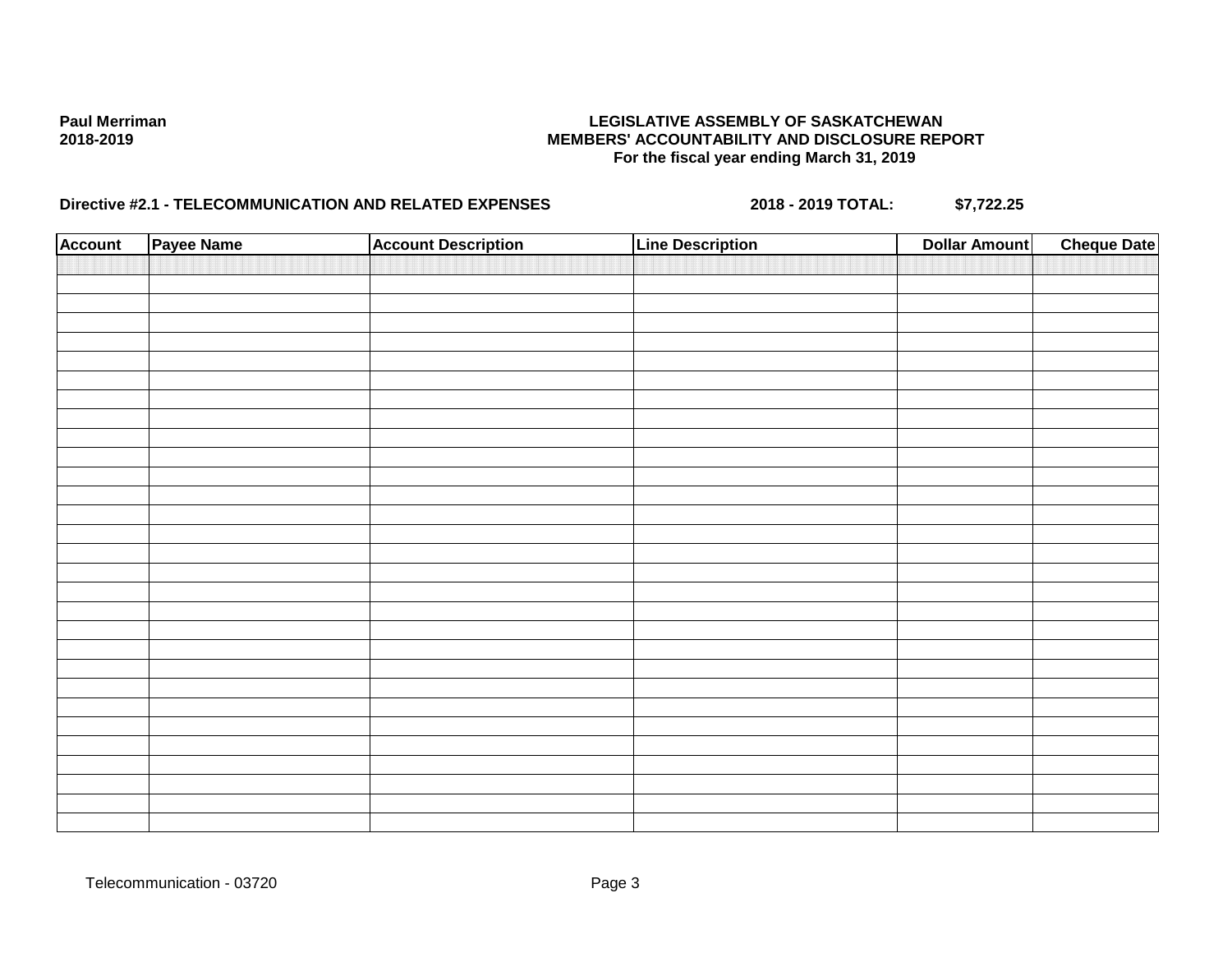**Paul Merriman**
**2018-2019**

**LEGISLATIVE ASSEMBLY OF SASKATCHEWAN**
**MEMBERS' ACCOUNTABILITY AND DISCLOSURE REPORT**
**For the fiscal year ending March 31, 2019**

**Directive #2.1 - TELECOMMUNICATION AND RELATED EXPENSES** **2018 - 2019 TOTAL:** **$7,722.25**

| Account | Payee Name | Account Description | Line Description | Dollar Amount | Cheque Date |
|---|---|---|---|---|---|
| | | | | | |
| | | | | | |
| | | | | | |
| | | | | | |
| | | | | | |
| | | | | | |
| | | | | | |
| | | | | | |
| | | | | | |
| | | | | | |
| | | | | | |
| | | | | | |
| | | | | | |
| | | | | | |
| | | | | | |
| | | | | | |
| | | | | | |
| | | | | | |
| | | | | | |
| | | | | | |
| | | | | | |
| | | | | | |
| | | | | | |
| | | | | | |
| | | | | | |
| | | | | | |
| | | | | | |
| | | | | | |
| | | | | | |
| | | | | | |
| | | | | | |

Telecommunication - 03720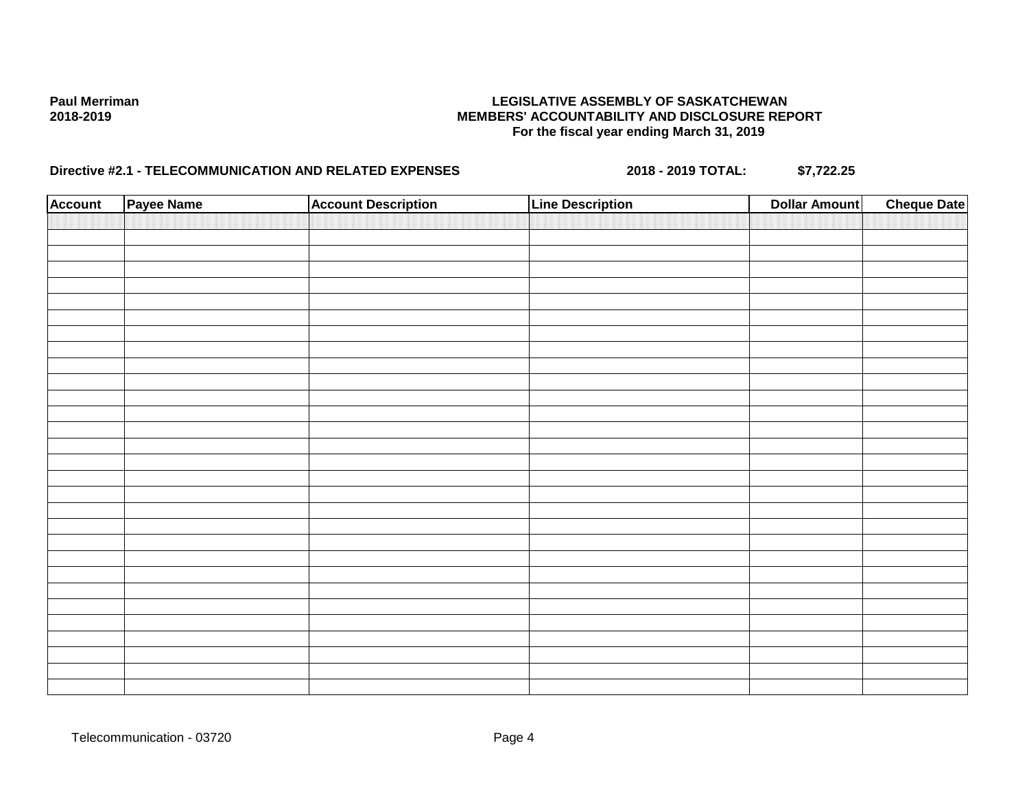**Paul Merriman**
**2018-2019**

**LEGISLATIVE ASSEMBLY OF SASKATCHEWAN**
**MEMBERS' ACCOUNTABILITY AND DISCLOSURE REPORT**
**For the fiscal year ending March 31, 2019**

**Directive #2.1 - TELECOMMUNICATION AND RELATED EXPENSES** **2018 - 2019 TOTAL:** **$7,722.25**

| Account | Payee Name | Account Description | Line Description | Dollar Amount | Cheque Date |
|---|---|---|---|---|---|
| | | | | | |

Telecommunication - 03720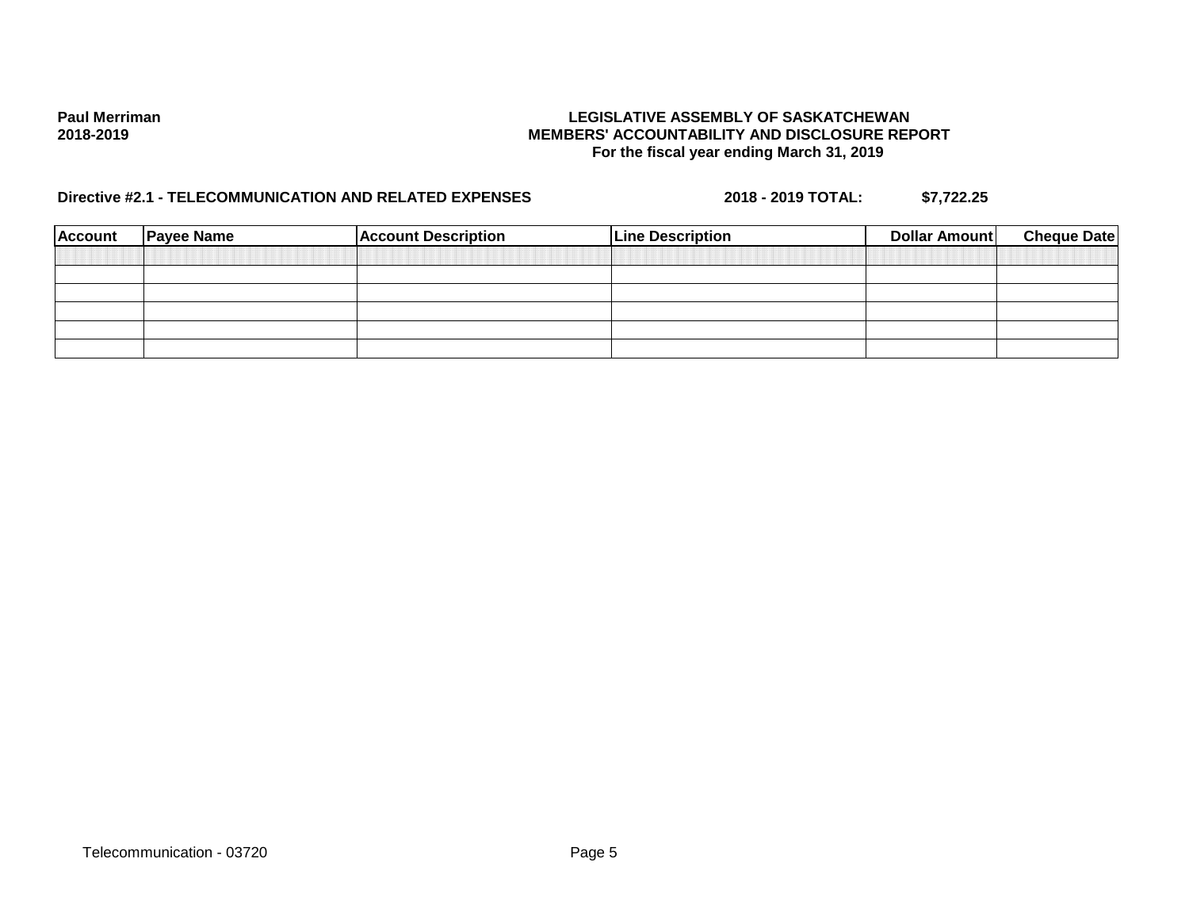**Paul Merriman**
**2018-2019**

**LEGISLATIVE ASSEMBLY OF SASKATCHEWAN**
**MEMBERS' ACCOUNTABILITY AND DISCLOSURE REPORT**
**For the fiscal year ending March 31, 2019**

**Directive #2.1 - TELECOMMUNICATION AND RELATED EXPENSES** **2018 - 2019 TOTAL: $7,722.25**

| Account | Payee Name | Account Description | Line Description | Dollar Amount | Cheque Date |
|---|---|---|---|---|---|
| | | | | | |
| | | | | | |
| | | | | | |
| | | | | | |
| | | | | | |
| | | | | | |

Telecommunication - 03720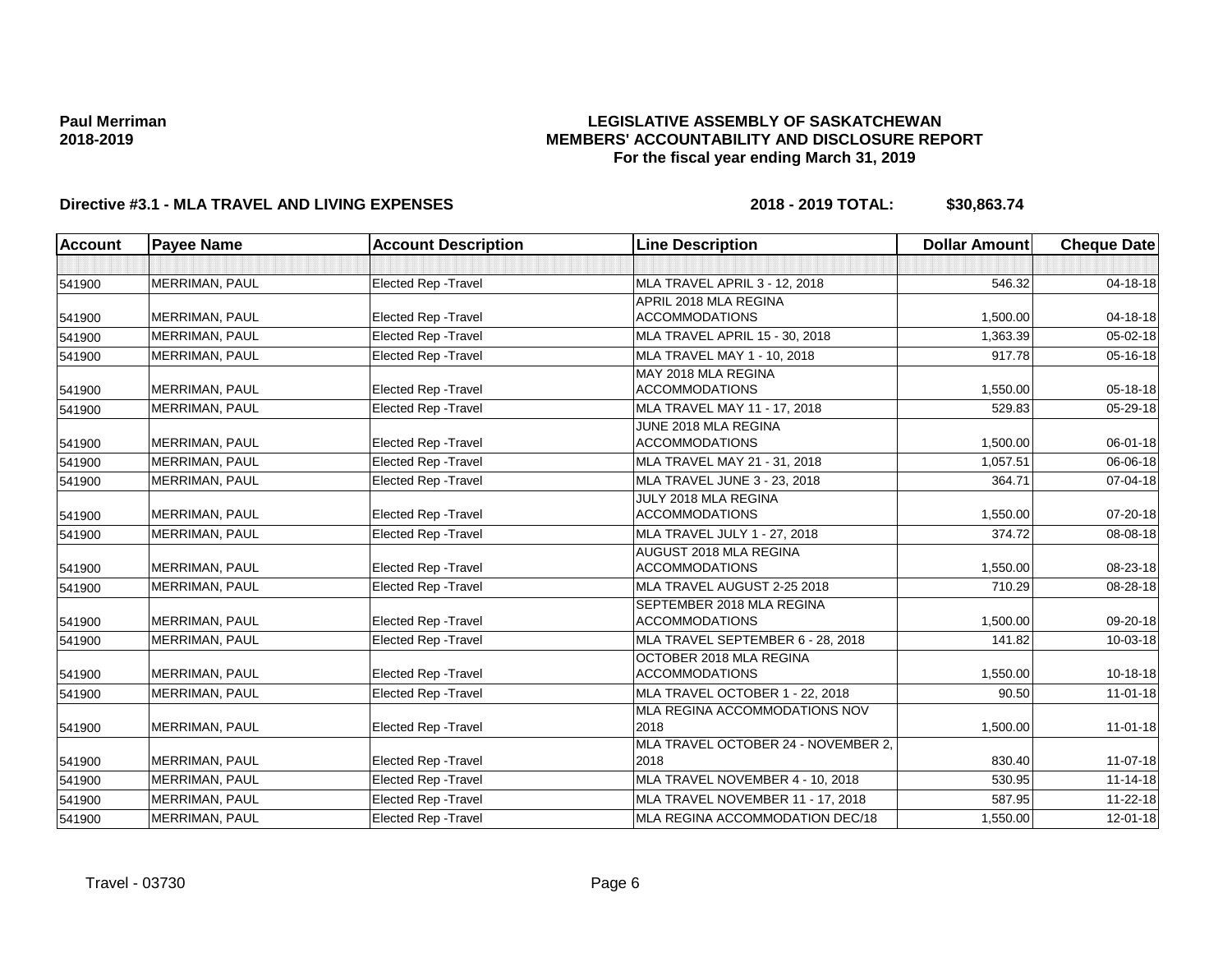**Paul Merriman**
**2018-2019**

# LEGISLATIVE ASSEMBLY OF SASKATCHEWAN
## MEMBERS' ACCOUNTABILITY AND DISCLOSURE REPORT
### For the fiscal year ending March 31, 2019

**Directive #3.1 - MLA TRAVEL AND LIVING EXPENSES** **2018 - 2019 TOTAL: $30,863.74**

| Account | Payee Name | Account Description | Line Description | Dollar Amount | Cheque Date |
|---|---|---|---|---|---|
| | | | | | |
| 541900 | MERRIMAN, PAUL | Elected Rep -Travel | MLA TRAVEL APRIL 3 - 12, 2018 | 546.32 | 04-18-18 |
| 541900 | MERRIMAN, PAUL | Elected Rep -Travel | APRIL 2018 MLA REGINA ACCOMMODATIONS | 1,500.00 | 04-18-18 |
| 541900 | MERRIMAN, PAUL | Elected Rep -Travel | MLA TRAVEL APRIL 15 - 30, 2018 | 1,363.39 | 05-02-18 |
| 541900 | MERRIMAN, PAUL | Elected Rep -Travel | MLA TRAVEL MAY 1 - 10, 2018 | 917.78 | 05-16-18 |
| 541900 | MERRIMAN, PAUL | Elected Rep -Travel | MAY 2018 MLA REGINA ACCOMMODATIONS | 1,550.00 | 05-18-18 |
| 541900 | MERRIMAN, PAUL | Elected Rep -Travel | MLA TRAVEL MAY 11 - 17, 2018 | 529.83 | 05-29-18 |
| 541900 | MERRIMAN, PAUL | Elected Rep -Travel | JUNE 2018 MLA REGINA ACCOMMODATIONS | 1,500.00 | 06-01-18 |
| 541900 | MERRIMAN, PAUL | Elected Rep -Travel | MLA TRAVEL MAY 21 - 31, 2018 | 1,057.51 | 06-06-18 |
| 541900 | MERRIMAN, PAUL | Elected Rep -Travel | MLA TRAVEL JUNE 3 - 23, 2018 | 364.71 | 07-04-18 |
| 541900 | MERRIMAN, PAUL | Elected Rep -Travel | JULY 2018 MLA REGINA ACCOMMODATIONS | 1,550.00 | 07-20-18 |
| 541900 | MERRIMAN, PAUL | Elected Rep -Travel | MLA TRAVEL JULY 1 - 27, 2018 | 374.72 | 08-08-18 |
| 541900 | MERRIMAN, PAUL | Elected Rep -Travel | AUGUST 2018 MLA REGINA ACCOMMODATIONS | 1,550.00 | 08-23-18 |
| 541900 | MERRIMAN, PAUL | Elected Rep -Travel | MLA TRAVEL AUGUST 2-25 2018 | 710.29 | 08-28-18 |
| 541900 | MERRIMAN, PAUL | Elected Rep -Travel | SEPTEMBER 2018 MLA REGINA ACCOMMODATIONS | 1,500.00 | 09-20-18 |
| 541900 | MERRIMAN, PAUL | Elected Rep -Travel | MLA TRAVEL SEPTEMBER 6 - 28, 2018 | 141.82 | 10-03-18 |
| 541900 | MERRIMAN, PAUL | Elected Rep -Travel | OCTOBER 2018 MLA REGINA ACCOMMODATIONS | 1,550.00 | 10-18-18 |
| 541900 | MERRIMAN, PAUL | Elected Rep -Travel | MLA TRAVEL OCTOBER 1 - 22, 2018 | 90.50 | 11-01-18 |
| 541900 | MERRIMAN, PAUL | Elected Rep -Travel | MLA REGINA ACCOMMODATIONS NOV 2018 | 1,500.00 | 11-01-18 |
| 541900 | MERRIMAN, PAUL | Elected Rep -Travel | MLA TRAVEL OCTOBER 24 - NOVEMBER 2, 2018 | 830.40 | 11-07-18 |
| 541900 | MERRIMAN, PAUL | Elected Rep -Travel | MLA TRAVEL NOVEMBER 4 - 10, 2018 | 530.95 | 11-14-18 |
| 541900 | MERRIMAN, PAUL | Elected Rep -Travel | MLA TRAVEL NOVEMBER 11 - 17, 2018 | 587.95 | 11-22-18 |
| 541900 | MERRIMAN, PAUL | Elected Rep -Travel | MLA REGINA ACCOMMODATION DEC/18 | 1,550.00 | 12-01-18 |

Travel - 03730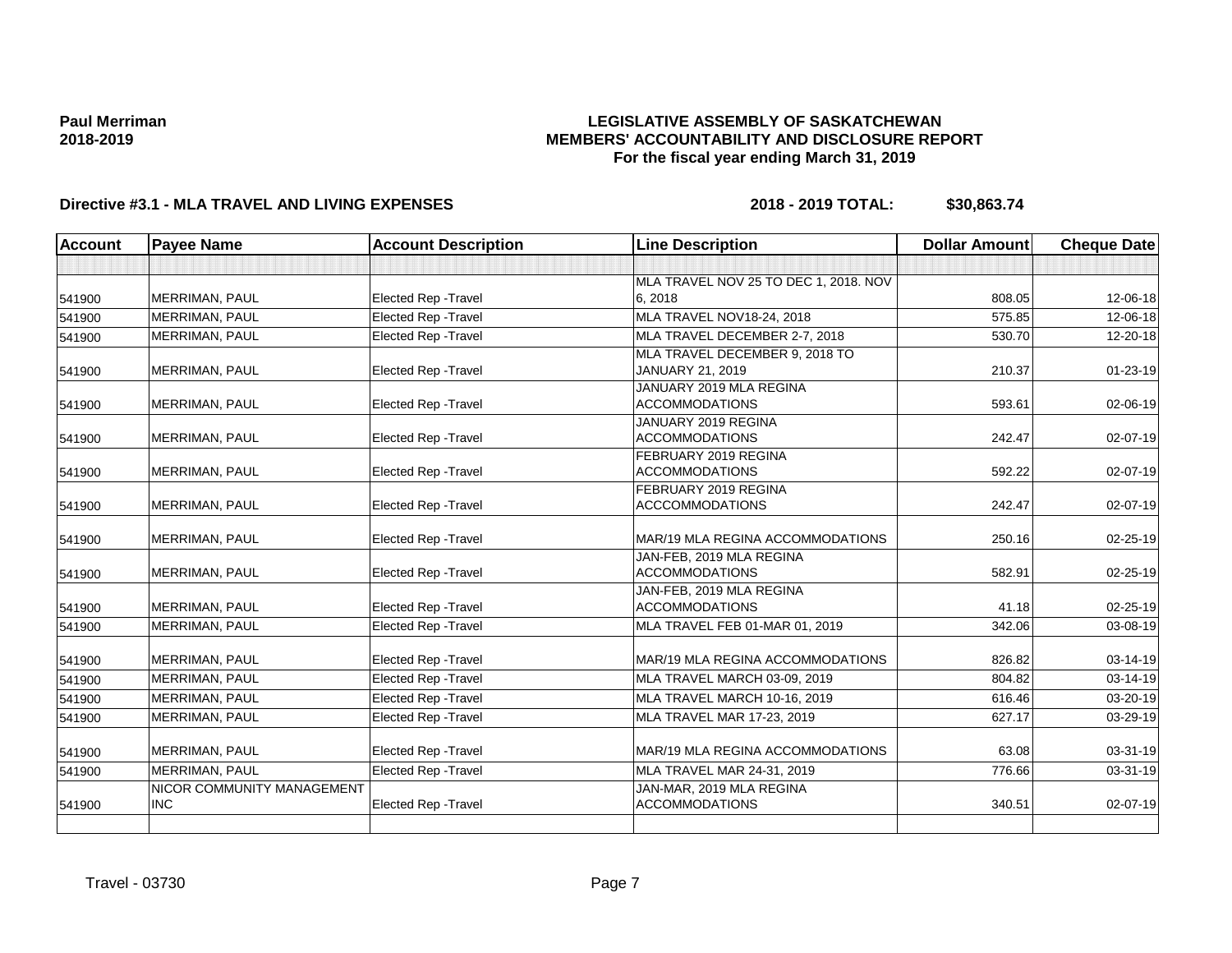**Paul Merriman**
**2018-2019**

# LEGISLATIVE ASSEMBLY OF SASKATCHEWAN
## MEMBERS' ACCOUNTABILITY AND DISCLOSURE REPORT
### For the fiscal year ending March 31, 2019

**Directive #3.1 - MLA TRAVEL AND LIVING EXPENSES** **2018 - 2019 TOTAL: $30,863.74**

| Account | Payee Name | Account Description | Line Description | Dollar Amount | Cheque Date |
|---|---|---|---|---|---|
| | | | | | |
| 541900 | MERRIMAN, PAUL | Elected Rep -Travel | MLA TRAVEL NOV 25 TO DEC 1, 2018. NOV 6, 2018 | 808.05 | 12-06-18 |
| 541900 | MERRIMAN, PAUL | Elected Rep -Travel | MLA TRAVEL NOV18-24, 2018 | 575.85 | 12-06-18 |
| 541900 | MERRIMAN, PAUL | Elected Rep -Travel | MLA TRAVEL DECEMBER 2-7, 2018 | 530.70 | 12-20-18 |
| 541900 | MERRIMAN, PAUL | Elected Rep -Travel | MLA TRAVEL DECEMBER 9, 2018 TO JANUARY 21, 2019 | 210.37 | 01-23-19 |
| 541900 | MERRIMAN, PAUL | Elected Rep -Travel | JANUARY 2019 MLA REGINA ACCOMMODATIONS | 593.61 | 02-06-19 |
| 541900 | MERRIMAN, PAUL | Elected Rep -Travel | JANUARY 2019 REGINA ACCOMMODATIONS | 242.47 | 02-07-19 |
| 541900 | MERRIMAN, PAUL | Elected Rep -Travel | FEBRUARY 2019 REGINA ACCOMMODATIONS | 592.22 | 02-07-19 |
| 541900 | MERRIMAN, PAUL | Elected Rep -Travel | FEBRUARY 2019 REGINA ACCCOMMODATIONS | 242.47 | 02-07-19 |
| 541900 | MERRIMAN, PAUL | Elected Rep -Travel | MAR/19 MLA REGINA ACCOMMODATIONS | 250.16 | 02-25-19 |
| 541900 | MERRIMAN, PAUL | Elected Rep -Travel | JAN-FEB, 2019 MLA REGINA ACCOMMODATIONS | 582.91 | 02-25-19 |
| 541900 | MERRIMAN, PAUL | Elected Rep -Travel | JAN-FEB, 2019 MLA REGINA ACCOMMODATIONS | 41.18 | 02-25-19 |
| 541900 | MERRIMAN, PAUL | Elected Rep -Travel | MLA TRAVEL FEB 01-MAR 01, 2019 | 342.06 | 03-08-19 |
| 541900 | MERRIMAN, PAUL | Elected Rep -Travel | MAR/19 MLA REGINA ACCOMMODATIONS | 826.82 | 03-14-19 |
| 541900 | MERRIMAN, PAUL | Elected Rep -Travel | MLA TRAVEL MARCH 03-09, 2019 | 804.82 | 03-14-19 |
| 541900 | MERRIMAN, PAUL | Elected Rep -Travel | MLA TRAVEL MARCH 10-16, 2019 | 616.46 | 03-20-19 |
| 541900 | MERRIMAN, PAUL | Elected Rep -Travel | MLA TRAVEL MAR 17-23, 2019 | 627.17 | 03-29-19 |
| 541900 | MERRIMAN, PAUL | Elected Rep -Travel | MAR/19 MLA REGINA ACCOMMODATIONS | 63.08 | 03-31-19 |
| 541900 | MERRIMAN, PAUL | Elected Rep -Travel | MLA TRAVEL MAR 24-31, 2019 | 776.66 | 03-31-19 |
| 541900 | NICOR COMMUNITY MANAGEMENT INC | Elected Rep -Travel | JAN-MAR, 2019 MLA REGINA ACCOMMODATIONS | 340.51 | 02-07-19 |
| | | | | | |

Travel - 03730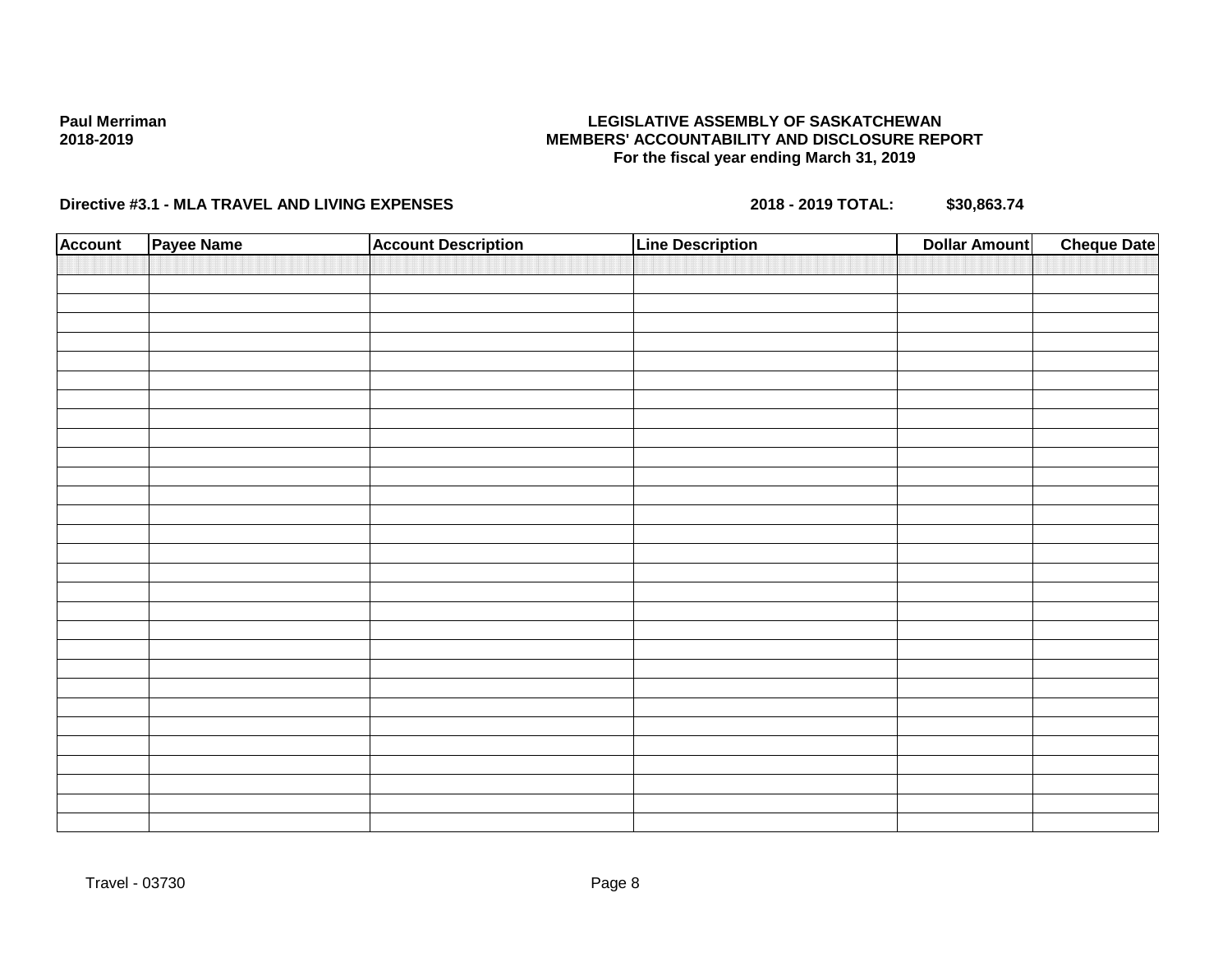**Paul Merriman**
**2018-2019**

**LEGISLATIVE ASSEMBLY OF SASKATCHEWAN**
**MEMBERS' ACCOUNTABILITY AND DISCLOSURE REPORT**
**For the fiscal year ending March 31, 2019**

**Directive #3.1 - MLA TRAVEL AND LIVING EXPENSES** **2018 - 2019 TOTAL: $30,863.74**

| Account | Payee Name | Account Description | Line Description | Dollar Amount | Cheque Date |
|---|---|---|---|---|---|
| | | | | | |

Travel - 03730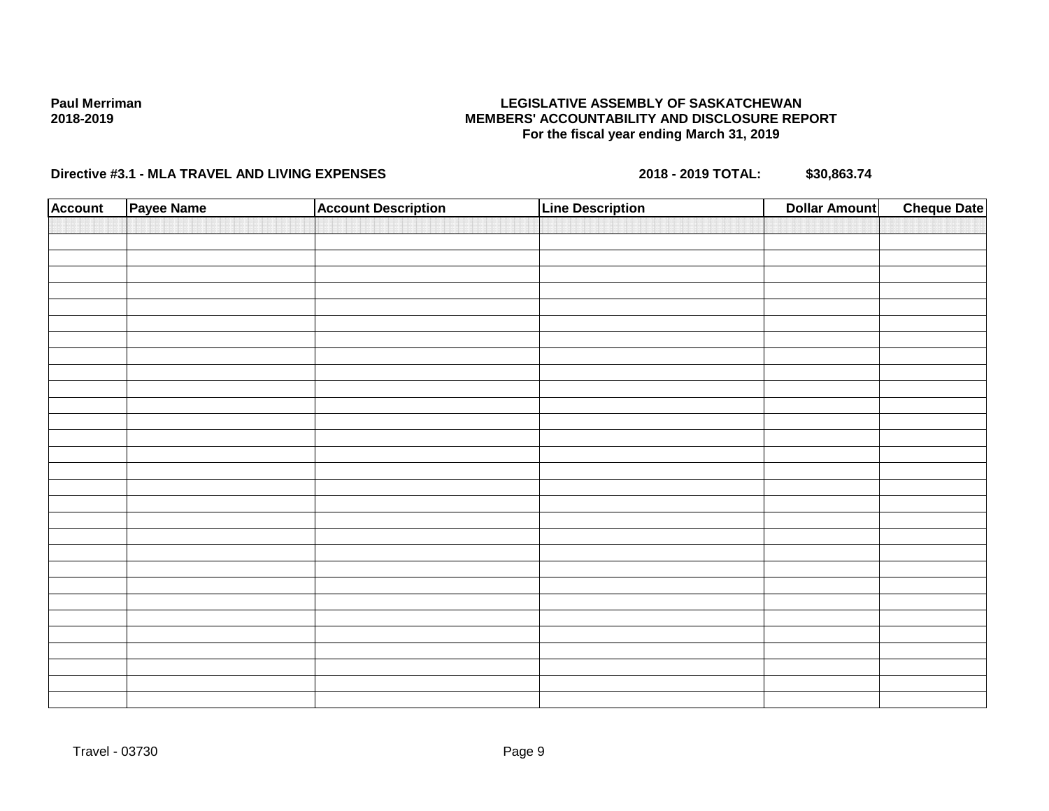**Paul Merriman**
**2018-2019**

**LEGISLATIVE ASSEMBLY OF SASKATCHEWAN**
**MEMBERS' ACCOUNTABILITY AND DISCLOSURE REPORT**
**For the fiscal year ending March 31, 2019**

**Directive #3.1 - MLA TRAVEL AND LIVING EXPENSES** **2018 - 2019 TOTAL:** **$30,863.74**

| Account | Payee Name | Account Description | Line Description | Dollar Amount | Cheque Date |
|---|---|---|---|---|---|
| | | | | | |

Travel - 03730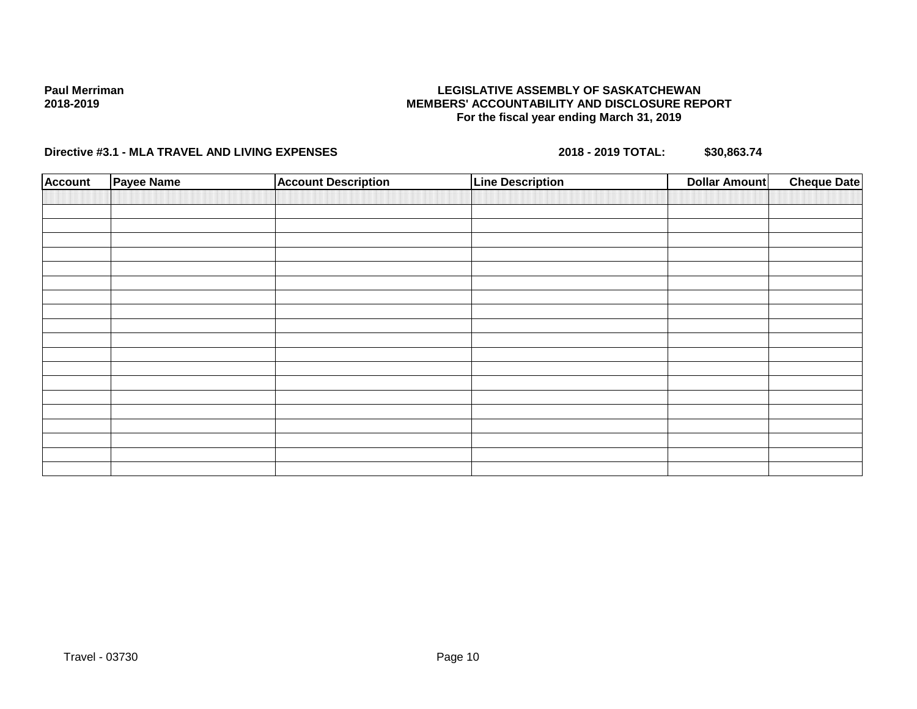**Paul Merriman**
**2018-2019**

**LEGISLATIVE ASSEMBLY OF SASKATCHEWAN**
**MEMBERS' ACCOUNTABILITY AND DISCLOSURE REPORT**
**For the fiscal year ending March 31, 2019**

**Directive #3.1 - MLA TRAVEL AND LIVING EXPENSES** **2018 - 2019 TOTAL:** **$30,863.74**

| Account | Payee Name | Account Description | Line Description | Dollar Amount | Cheque Date |
|---|---|---|---|---|---|
| | | | | | |
| | | | | | |
| | | | | | |
| | | | | | |
| | | | | | |
| | | | | | |
| | | | | | |
| | | | | | |
| | | | | | |
| | | | | | |
| | | | | | |
| | | | | | |
| | | | | | |
| | | | | | |
| | | | | | |
| | | | | | |
| | | | | | |
| | | | | | |
| | | | | | |

Travel - 03730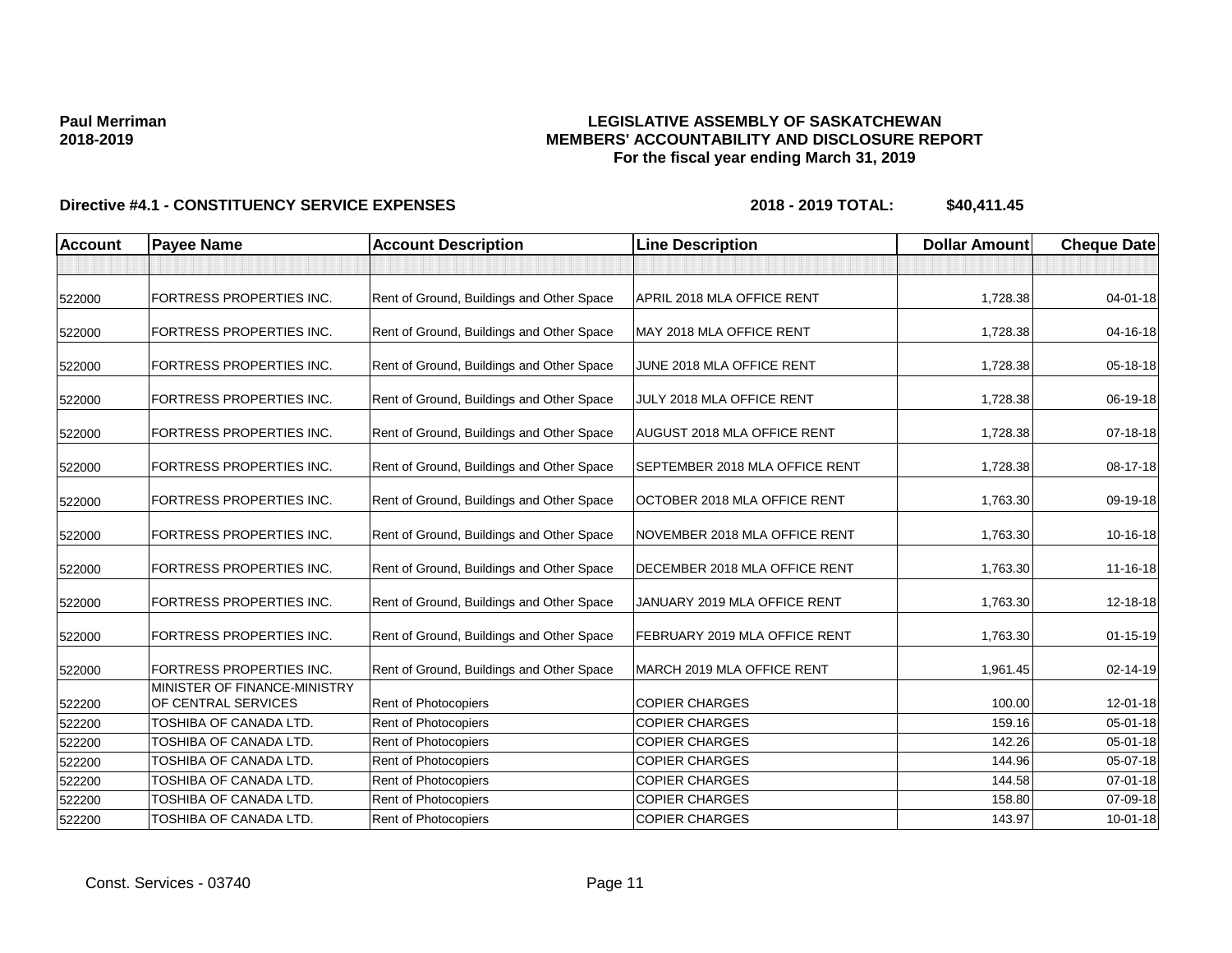**Paul Merriman**
**2018-2019**

**LEGISLATIVE ASSEMBLY OF SASKATCHEWAN**
**MEMBERS' ACCOUNTABILITY AND DISCLOSURE REPORT**
**For the fiscal year ending March 31, 2019**

**Directive #4.1 - CONSTITUENCY SERVICE EXPENSES** **2018 - 2019 TOTAL: $40,411.45**

| Account | Payee Name | Account Description | Line Description | Dollar Amount | Cheque Date |
|---|---|---|---|---|---|
| | | | | | |
| 522000 | FORTRESS PROPERTIES INC. | Rent of Ground, Buildings and Other Space | APRIL 2018 MLA OFFICE RENT | 1,728.38 | 04-01-18 |
| 522000 | FORTRESS PROPERTIES INC. | Rent of Ground, Buildings and Other Space | MAY 2018 MLA OFFICE RENT | 1,728.38 | 04-16-18 |
| 522000 | FORTRESS PROPERTIES INC. | Rent of Ground, Buildings and Other Space | JUNE 2018 MLA OFFICE RENT | 1,728.38 | 05-18-18 |
| 522000 | FORTRESS PROPERTIES INC. | Rent of Ground, Buildings and Other Space | JULY 2018 MLA OFFICE RENT | 1,728.38 | 06-19-18 |
| 522000 | FORTRESS PROPERTIES INC. | Rent of Ground, Buildings and Other Space | AUGUST 2018 MLA OFFICE RENT | 1,728.38 | 07-18-18 |
| 522000 | FORTRESS PROPERTIES INC. | Rent of Ground, Buildings and Other Space | SEPTEMBER 2018 MLA OFFICE RENT | 1,728.38 | 08-17-18 |
| 522000 | FORTRESS PROPERTIES INC. | Rent of Ground, Buildings and Other Space | OCTOBER 2018 MLA OFFICE RENT | 1,763.30 | 09-19-18 |
| 522000 | FORTRESS PROPERTIES INC. | Rent of Ground, Buildings and Other Space | NOVEMBER 2018 MLA OFFICE RENT | 1,763.30 | 10-16-18 |
| 522000 | FORTRESS PROPERTIES INC. | Rent of Ground, Buildings and Other Space | DECEMBER 2018 MLA OFFICE RENT | 1,763.30 | 11-16-18 |
| 522000 | FORTRESS PROPERTIES INC. | Rent of Ground, Buildings and Other Space | JANUARY 2019 MLA OFFICE RENT | 1,763.30 | 12-18-18 |
| 522000 | FORTRESS PROPERTIES INC. | Rent of Ground, Buildings and Other Space | FEBRUARY 2019 MLA OFFICE RENT | 1,763.30 | 01-15-19 |
| 522000 | FORTRESS PROPERTIES INC. | Rent of Ground, Buildings and Other Space | MARCH 2019 MLA OFFICE RENT | 1,961.45 | 02-14-19 |
| 522200 | MINISTER OF FINANCE-MINISTRY OF CENTRAL SERVICES | Rent of Photocopiers | COPIER CHARGES | 100.00 | 12-01-18 |
| 522200 | TOSHIBA OF CANADA LTD. | Rent of Photocopiers | COPIER CHARGES | 159.16 | 05-01-18 |
| 522200 | TOSHIBA OF CANADA LTD. | Rent of Photocopiers | COPIER CHARGES | 142.26 | 05-01-18 |
| 522200 | TOSHIBA OF CANADA LTD. | Rent of Photocopiers | COPIER CHARGES | 144.96 | 05-07-18 |
| 522200 | TOSHIBA OF CANADA LTD. | Rent of Photocopiers | COPIER CHARGES | 144.58 | 07-01-18 |
| 522200 | TOSHIBA OF CANADA LTD. | Rent of Photocopiers | COPIER CHARGES | 158.80 | 07-09-18 |
| 522200 | TOSHIBA OF CANADA LTD. | Rent of Photocopiers | COPIER CHARGES | 143.97 | 10-01-18 |

Const. Services - 03740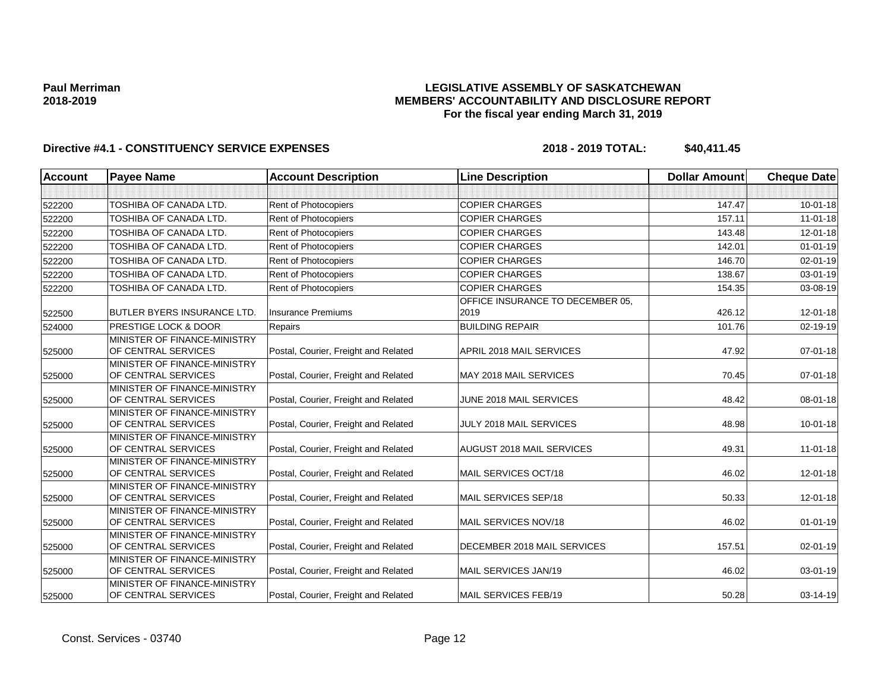**Paul Merriman**
**2018-2019**

**LEGISLATIVE ASSEMBLY OF SASKATCHEWAN**
**MEMBERS' ACCOUNTABILITY AND DISCLOSURE REPORT**
**For the fiscal year ending March 31, 2019**

**Directive #4.1 - CONSTITUENCY SERVICE EXPENSES** **2018 - 2019 TOTAL: $40,411.45**

| Account | Payee Name | Account Description | Line Description | Dollar Amount | Cheque Date |
|---|---|---|---|---|---|
| | | | | | |
| 522200 | TOSHIBA OF CANADA LTD. | Rent of Photocopiers | COPIER CHARGES | 147.47 | 10-01-18 |
| 522200 | TOSHIBA OF CANADA LTD. | Rent of Photocopiers | COPIER CHARGES | 157.11 | 11-01-18 |
| 522200 | TOSHIBA OF CANADA LTD. | Rent of Photocopiers | COPIER CHARGES | 143.48 | 12-01-18 |
| 522200 | TOSHIBA OF CANADA LTD. | Rent of Photocopiers | COPIER CHARGES | 142.01 | 01-01-19 |
| 522200 | TOSHIBA OF CANADA LTD. | Rent of Photocopiers | COPIER CHARGES | 146.70 | 02-01-19 |
| 522200 | TOSHIBA OF CANADA LTD. | Rent of Photocopiers | COPIER CHARGES | 138.67 | 03-01-19 |
| 522200 | TOSHIBA OF CANADA LTD. | Rent of Photocopiers | COPIER CHARGES | 154.35 | 03-08-19 |
| 522500 | BUTLER BYERS INSURANCE LTD. | Insurance Premiums | OFFICE INSURANCE TO DECEMBER 05, 2019 | 426.12 | 12-01-18 |
| 524000 | PRESTIGE LOCK & DOOR | Repairs | BUILDING REPAIR | 101.76 | 02-19-19 |
| 525000 | MINISTER OF FINANCE-MINISTRY OF CENTRAL SERVICES | Postal, Courier, Freight and Related | APRIL 2018 MAIL SERVICES | 47.92 | 07-01-18 |
| 525000 | MINISTER OF FINANCE-MINISTRY OF CENTRAL SERVICES | Postal, Courier, Freight and Related | MAY 2018 MAIL SERVICES | 70.45 | 07-01-18 |
| 525000 | MINISTER OF FINANCE-MINISTRY OF CENTRAL SERVICES | Postal, Courier, Freight and Related | JUNE 2018 MAIL SERVICES | 48.42 | 08-01-18 |
| 525000 | MINISTER OF FINANCE-MINISTRY OF CENTRAL SERVICES | Postal, Courier, Freight and Related | JULY 2018 MAIL SERVICES | 48.98 | 10-01-18 |
| 525000 | MINISTER OF FINANCE-MINISTRY OF CENTRAL SERVICES | Postal, Courier, Freight and Related | AUGUST 2018 MAIL SERVICES | 49.31 | 11-01-18 |
| 525000 | MINISTER OF FINANCE-MINISTRY OF CENTRAL SERVICES | Postal, Courier, Freight and Related | MAIL SERVICES OCT/18 | 46.02 | 12-01-18 |
| 525000 | MINISTER OF FINANCE-MINISTRY OF CENTRAL SERVICES | Postal, Courier, Freight and Related | MAIL SERVICES SEP/18 | 50.33 | 12-01-18 |
| 525000 | MINISTER OF FINANCE-MINISTRY OF CENTRAL SERVICES | Postal, Courier, Freight and Related | MAIL SERVICES NOV/18 | 46.02 | 01-01-19 |
| 525000 | MINISTER OF FINANCE-MINISTRY OF CENTRAL SERVICES | Postal, Courier, Freight and Related | DECEMBER 2018 MAIL SERVICES | 157.51 | 02-01-19 |
| 525000 | MINISTER OF FINANCE-MINISTRY OF CENTRAL SERVICES | Postal, Courier, Freight and Related | MAIL SERVICES JAN/19 | 46.02 | 03-01-19 |
| 525000 | MINISTER OF FINANCE-MINISTRY OF CENTRAL SERVICES | Postal, Courier, Freight and Related | MAIL SERVICES FEB/19 | 50.28 | 03-14-19 |

Const. Services - 03740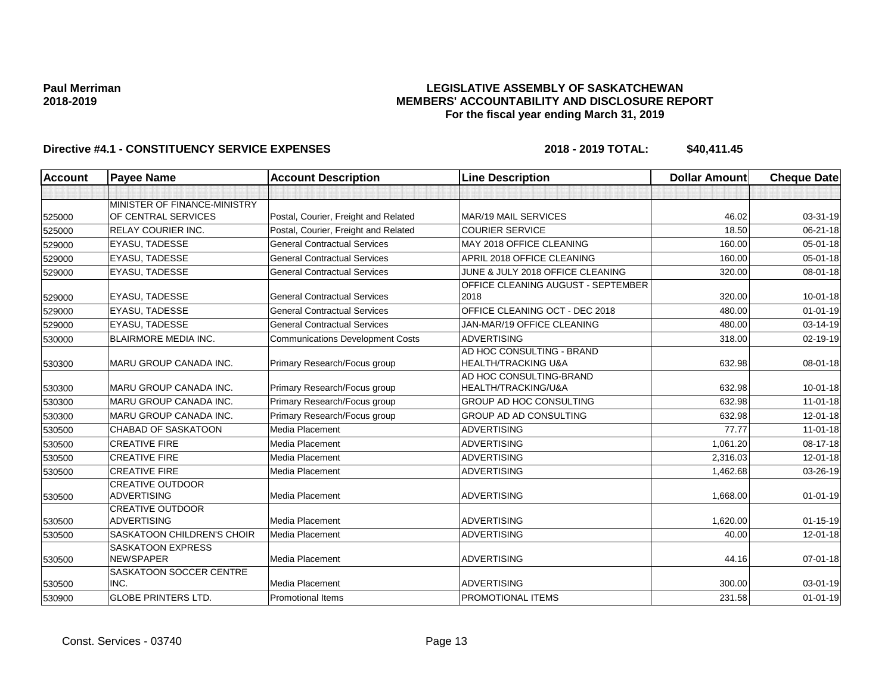**Paul Merriman**
**2018-2019**

# LEGISLATIVE ASSEMBLY OF SASKATCHEWAN
## MEMBERS' ACCOUNTABILITY AND DISCLOSURE REPORT
### For the fiscal year ending March 31, 2019

**Directive #4.1 - CONSTITUENCY SERVICE EXPENSES** **2018 - 2019 TOTAL: $40,411.45**

| Account | Payee Name | Account Description | Line Description | Dollar Amount | Cheque Date |
|---|---|---|---|---|---|
| | | | | | |
| 525000 | MINISTER OF FINANCE-MINISTRY OF CENTRAL SERVICES | Postal, Courier, Freight and Related | MAR/19 MAIL SERVICES | 46.02 | 03-31-19 |
| 525000 | RELAY COURIER INC. | Postal, Courier, Freight and Related | COURIER SERVICE | 18.50 | 06-21-18 |
| 529000 | EYASU, TADESSE | General Contractual Services | MAY 2018 OFFICE CLEANING | 160.00 | 05-01-18 |
| 529000 | EYASU, TADESSE | General Contractual Services | APRIL 2018 OFFICE CLEANING | 160.00 | 05-01-18 |
| 529000 | EYASU, TADESSE | General Contractual Services | JUNE & JULY 2018 OFFICE CLEANING | 320.00 | 08-01-18 |
| 529000 | EYASU, TADESSE | General Contractual Services | OFFICE CLEANING AUGUST - SEPTEMBER 2018 | 320.00 | 10-01-18 |
| 529000 | EYASU, TADESSE | General Contractual Services | OFFICE CLEANING OCT - DEC 2018 | 480.00 | 01-01-19 |
| 529000 | EYASU, TADESSE | General Contractual Services | JAN-MAR/19 OFFICE CLEANING | 480.00 | 03-14-19 |
| 530000 | BLAIRMORE MEDIA INC. | Communications Development Costs | ADVERTISING | 318.00 | 02-19-19 |
| 530300 | MARU GROUP CANADA INC. | Primary Research/Focus group | AD HOC CONSULTING - BRAND HEALTH/TRACKING U&A | 632.98 | 08-01-18 |
| 530300 | MARU GROUP CANADA INC. | Primary Research/Focus group | AD HOC CONSULTING-BRAND HEALTH/TRACKING/U&A | 632.98 | 10-01-18 |
| 530300 | MARU GROUP CANADA INC. | Primary Research/Focus group | GROUP AD HOC CONSULTING | 632.98 | 11-01-18 |
| 530300 | MARU GROUP CANADA INC. | Primary Research/Focus group | GROUP AD AD CONSULTING | 632.98 | 12-01-18 |
| 530500 | CHABAD OF SASKATOON | Media Placement | ADVERTISING | 77.77 | 11-01-18 |
| 530500 | CREATIVE FIRE | Media Placement | ADVERTISING | 1,061.20 | 08-17-18 |
| 530500 | CREATIVE FIRE | Media Placement | ADVERTISING | 2,316.03 | 12-01-18 |
| 530500 | CREATIVE FIRE | Media Placement | ADVERTISING | 1,462.68 | 03-26-19 |
| 530500 | CREATIVE OUTDOOR ADVERTISING | Media Placement | ADVERTISING | 1,668.00 | 01-01-19 |
| 530500 | CREATIVE OUTDOOR ADVERTISING | Media Placement | ADVERTISING | 1,620.00 | 01-15-19 |
| 530500 | SASKATOON CHILDREN'S CHOIR | Media Placement | ADVERTISING | 40.00 | 12-01-18 |
| 530500 | SASKATOON EXPRESS NEWSPAPER | Media Placement | ADVERTISING | 44.16 | 07-01-18 |
| 530500 | SASKATOON SOCCER CENTRE INC. | Media Placement | ADVERTISING | 300.00 | 03-01-19 |
| 530900 | GLOBE PRINTERS LTD. | Promotional Items | PROMOTIONAL ITEMS | 231.58 | 01-01-19 |

Const. Services - 03740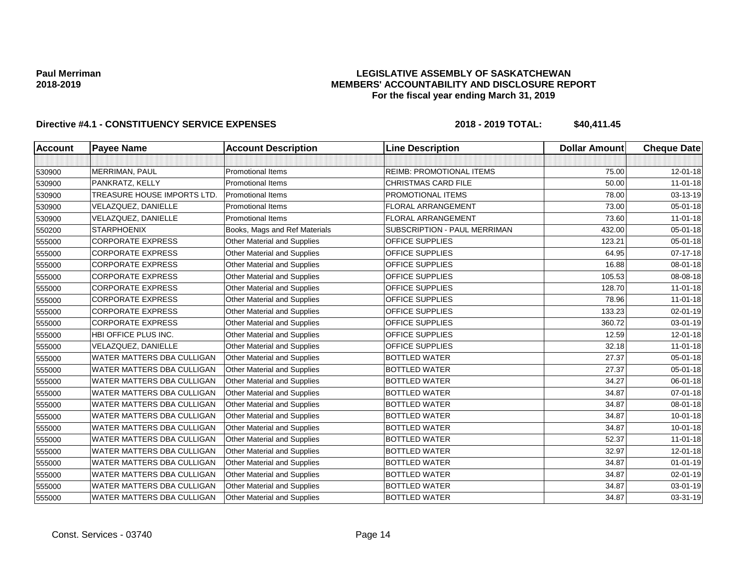**Paul Merriman**
**2018-2019**

# LEGISLATIVE ASSEMBLY OF SASKATCHEWAN
## MEMBERS' ACCOUNTABILITY AND DISCLOSURE REPORT
### For the fiscal year ending March 31, 2019

**Directive #4.1 - CONSTITUENCY SERVICE EXPENSES** **2018 - 2019 TOTAL: $40,411.45**

| Account | Payee Name | Account Description | Line Description | Dollar Amount | Cheque Date |
|---|---|---|---|---|---|
| | | | | | |
| 530900 | MERRIMAN, PAUL | Promotional Items | REIMB: PROMOTIONAL ITEMS | 75.00 | 12-01-18 |
| 530900 | PANKRATZ, KELLY | Promotional Items | CHRISTMAS CARD FILE | 50.00 | 11-01-18 |
| 530900 | TREASURE HOUSE IMPORTS LTD. | Promotional Items | PROMOTIONAL ITEMS | 78.00 | 03-13-19 |
| 530900 | VELAZQUEZ, DANIELLE | Promotional Items | FLORAL ARRANGEMENT | 73.00 | 05-01-18 |
| 530900 | VELAZQUEZ, DANIELLE | Promotional Items | FLORAL ARRANGEMENT | 73.60 | 11-01-18 |
| 550200 | STARPHOENIX | Books, Mags and Ref Materials | SUBSCRIPTION - PAUL MERRIMAN | 432.00 | 05-01-18 |
| 555000 | CORPORATE EXPRESS | Other Material and Supplies | OFFICE SUPPLIES | 123.21 | 05-01-18 |
| 555000 | CORPORATE EXPRESS | Other Material and Supplies | OFFICE SUPPLIES | 64.95 | 07-17-18 |
| 555000 | CORPORATE EXPRESS | Other Material and Supplies | OFFICE SUPPLIES | 16.88 | 08-01-18 |
| 555000 | CORPORATE EXPRESS | Other Material and Supplies | OFFICE SUPPLIES | 105.53 | 08-08-18 |
| 555000 | CORPORATE EXPRESS | Other Material and Supplies | OFFICE SUPPLIES | 128.70 | 11-01-18 |
| 555000 | CORPORATE EXPRESS | Other Material and Supplies | OFFICE SUPPLIES | 78.96 | 11-01-18 |
| 555000 | CORPORATE EXPRESS | Other Material and Supplies | OFFICE SUPPLIES | 133.23 | 02-01-19 |
| 555000 | CORPORATE EXPRESS | Other Material and Supplies | OFFICE SUPPLIES | 360.72 | 03-01-19 |
| 555000 | HBI OFFICE PLUS INC. | Other Material and Supplies | OFFICE SUPPLIES | 12.59 | 12-01-18 |
| 555000 | VELAZQUEZ, DANIELLE | Other Material and Supplies | OFFICE SUPPLIES | 32.18 | 11-01-18 |
| 555000 | WATER MATTERS DBA CULLIGAN | Other Material and Supplies | BOTTLED WATER | 27.37 | 05-01-18 |
| 555000 | WATER MATTERS DBA CULLIGAN | Other Material and Supplies | BOTTLED WATER | 27.37 | 05-01-18 |
| 555000 | WATER MATTERS DBA CULLIGAN | Other Material and Supplies | BOTTLED WATER | 34.27 | 06-01-18 |
| 555000 | WATER MATTERS DBA CULLIGAN | Other Material and Supplies | BOTTLED WATER | 34.87 | 07-01-18 |
| 555000 | WATER MATTERS DBA CULLIGAN | Other Material and Supplies | BOTTLED WATER | 34.87 | 08-01-18 |
| 555000 | WATER MATTERS DBA CULLIGAN | Other Material and Supplies | BOTTLED WATER | 34.87 | 10-01-18 |
| 555000 | WATER MATTERS DBA CULLIGAN | Other Material and Supplies | BOTTLED WATER | 34.87 | 10-01-18 |
| 555000 | WATER MATTERS DBA CULLIGAN | Other Material and Supplies | BOTTLED WATER | 52.37 | 11-01-18 |
| 555000 | WATER MATTERS DBA CULLIGAN | Other Material and Supplies | BOTTLED WATER | 32.97 | 12-01-18 |
| 555000 | WATER MATTERS DBA CULLIGAN | Other Material and Supplies | BOTTLED WATER | 34.87 | 01-01-19 |
| 555000 | WATER MATTERS DBA CULLIGAN | Other Material and Supplies | BOTTLED WATER | 34.87 | 02-01-19 |
| 555000 | WATER MATTERS DBA CULLIGAN | Other Material and Supplies | BOTTLED WATER | 34.87 | 03-01-19 |
| 555000 | WATER MATTERS DBA CULLIGAN | Other Material and Supplies | BOTTLED WATER | 34.87 | 03-31-19 |

Const. Services - 03740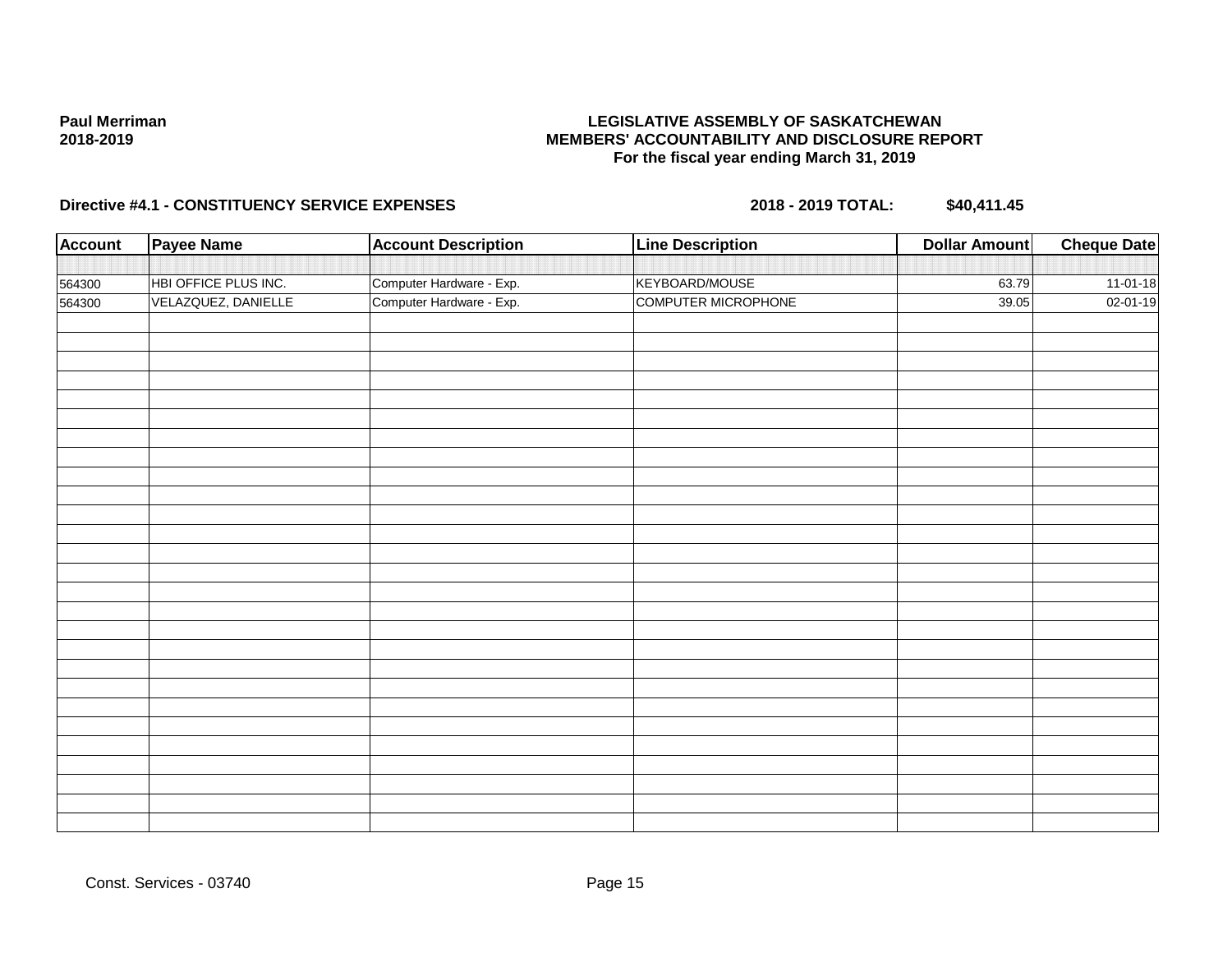**Paul Merriman**
**2018-2019**

**LEGISLATIVE ASSEMBLY OF SASKATCHEWAN**
**MEMBERS' ACCOUNTABILITY AND DISCLOSURE REPORT**
**For the fiscal year ending March 31, 2019**

**Directive #4.1 - CONSTITUENCY SERVICE EXPENSES** **2018 - 2019 TOTAL: $40,411.45**

| Account | Payee Name | Account Description | Line Description | Dollar Amount | Cheque Date |
|---|---|---|---|---|---|
| 564300 | HBI OFFICE PLUS INC. | Computer Hardware - Exp. | KEYBOARD/MOUSE | 63.79 | 11-01-18 |
| 564300 | VELAZQUEZ, DANIELLE | Computer Hardware - Exp. | COMPUTER MICROPHONE | 39.05 | 02-01-19 |

Const. Services - 03740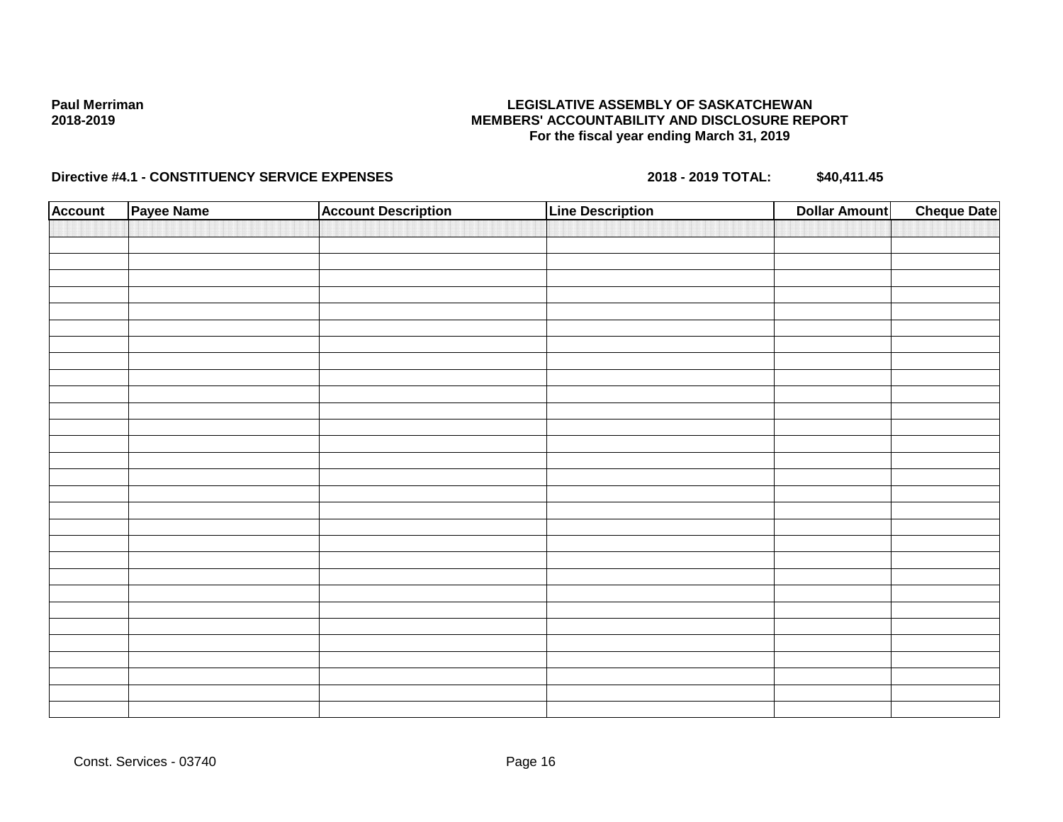**Paul Merriman**
**2018-2019**

**LEGISLATIVE ASSEMBLY OF SASKATCHEWAN**
**MEMBERS' ACCOUNTABILITY AND DISCLOSURE REPORT**
**For the fiscal year ending March 31, 2019**

**Directive #4.1 - CONSTITUENCY SERVICE EXPENSES** **2018 - 2019 TOTAL: $40,411.45**

| Account | Payee Name | Account Description | Line Description | Dollar Amount | Cheque Date |
|---|---|---|---|---|---|
| | | | | | |

Const. Services - 03740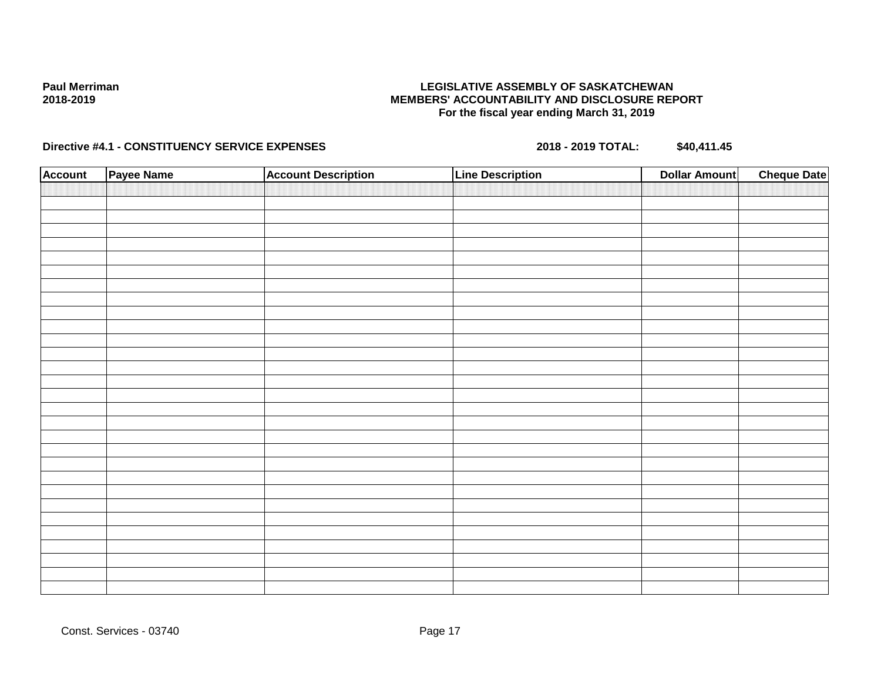**Paul Merriman**
**2018-2019**

**LEGISLATIVE ASSEMBLY OF SASKATCHEWAN**
**MEMBERS' ACCOUNTABILITY AND DISCLOSURE REPORT**
**For the fiscal year ending March 31, 2019**

**Directive #4.1 - CONSTITUENCY SERVICE EXPENSES** **2018 - 2019 TOTAL: $40,411.45**

| Account | Payee Name | Account Description | Line Description | Dollar Amount | Cheque Date |
|---|---|---|---|---|---|
| | | | | | |

Const. Services - 03740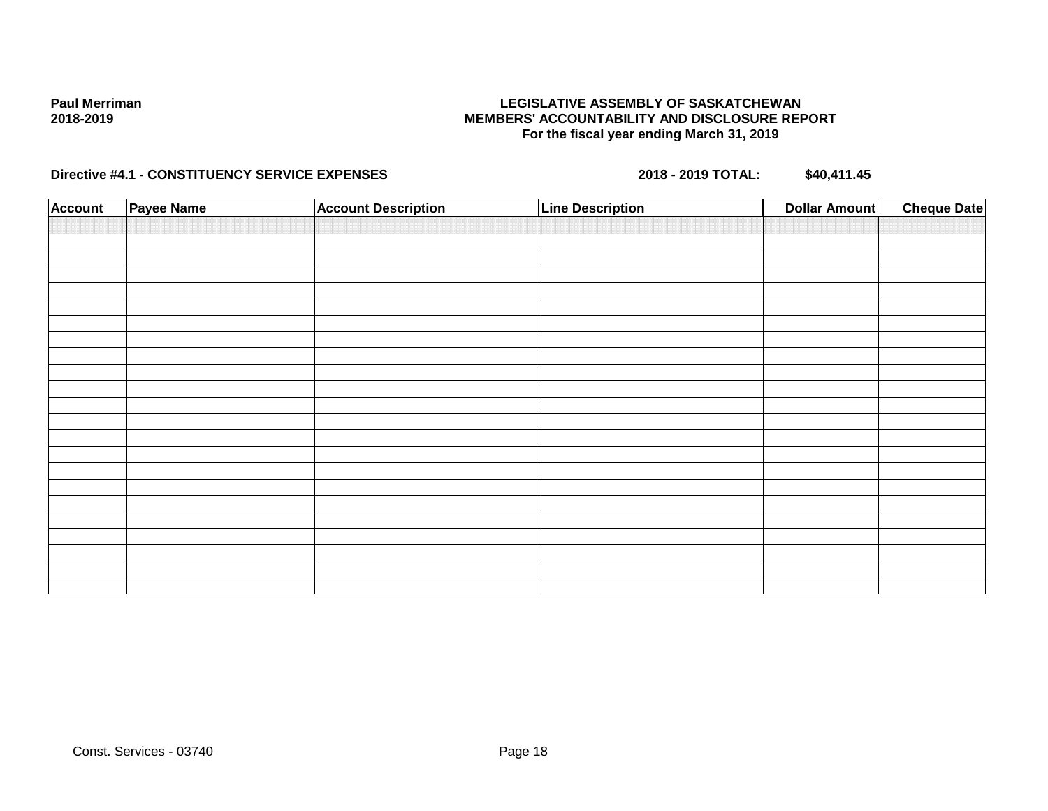**Paul Merriman**
**2018-2019**

**LEGISLATIVE ASSEMBLY OF SASKATCHEWAN**
**MEMBERS' ACCOUNTABILITY AND DISCLOSURE REPORT**
**For the fiscal year ending March 31, 2019**

**Directive #4.1 - CONSTITUENCY SERVICE EXPENSES** **2018 - 2019 TOTAL:** **$40,411.45**

| Account | Payee Name | Account Description | Line Description | Dollar Amount | Cheque Date |
|---|---|---|---|---|---|
| | | | | | |
| | | | | | |
| | | | | | |
| | | | | | |
| | | | | | |
| | | | | | |
| | | | | | |
| | | | | | |
| | | | | | |
| | | | | | |
| | | | | | |
| | | | | | |
| | | | | | |
| | | | | | |
| | | | | | |
| | | | | | |
| | | | | | |
| | | | | | |
| | | | | | |
| | | | | | |
| | | | | | |
| | | | | | |
| | | | | | |

Const. Services - 03740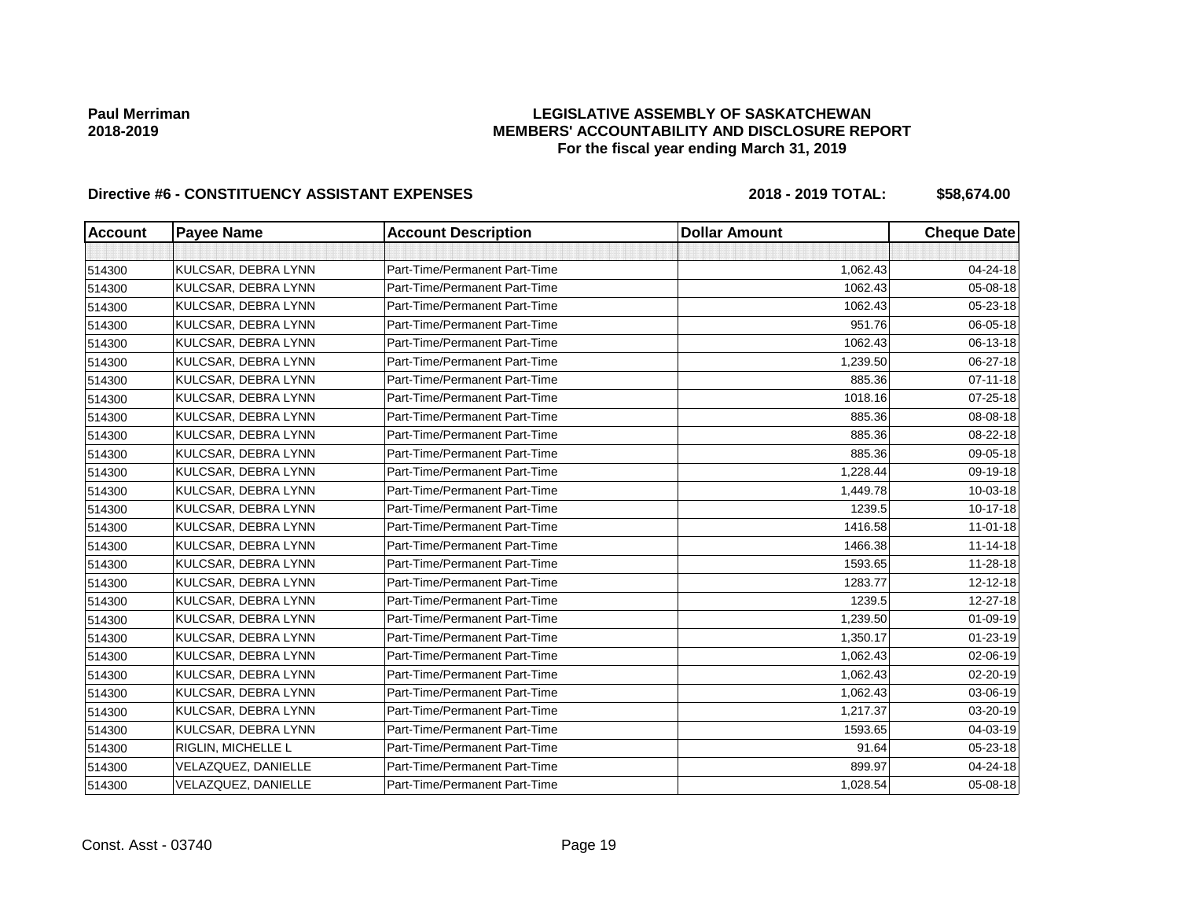Paul Merriman
2018-2019

**LEGISLATIVE ASSEMBLY OF SASKATCHEWAN**
**MEMBERS' ACCOUNTABILITY AND DISCLOSURE REPORT**
**For the fiscal year ending March 31, 2019**

**Directive #6 - CONSTITUENCY ASSISTANT EXPENSES** **2018 - 2019 TOTAL: $58,674.00**

| Account | Payee Name | Account Description | Dollar Amount | Cheque Date |
|---|---|---|---|---|
| | | | | |
| 514300 | KULCSAR, DEBRA LYNN | Part-Time/Permanent Part-Time | 1,062.43 | 04-24-18 |
| 514300 | KULCSAR, DEBRA LYNN | Part-Time/Permanent Part-Time | 1062.43 | 05-08-18 |
| 514300 | KULCSAR, DEBRA LYNN | Part-Time/Permanent Part-Time | 1062.43 | 05-23-18 |
| 514300 | KULCSAR, DEBRA LYNN | Part-Time/Permanent Part-Time | 951.76 | 06-05-18 |
| 514300 | KULCSAR, DEBRA LYNN | Part-Time/Permanent Part-Time | 1062.43 | 06-13-18 |
| 514300 | KULCSAR, DEBRA LYNN | Part-Time/Permanent Part-Time | 1,239.50 | 06-27-18 |
| 514300 | KULCSAR, DEBRA LYNN | Part-Time/Permanent Part-Time | 885.36 | 07-11-18 |
| 514300 | KULCSAR, DEBRA LYNN | Part-Time/Permanent Part-Time | 1018.16 | 07-25-18 |
| 514300 | KULCSAR, DEBRA LYNN | Part-Time/Permanent Part-Time | 885.36 | 08-08-18 |
| 514300 | KULCSAR, DEBRA LYNN | Part-Time/Permanent Part-Time | 885.36 | 08-22-18 |
| 514300 | KULCSAR, DEBRA LYNN | Part-Time/Permanent Part-Time | 885.36 | 09-05-18 |
| 514300 | KULCSAR, DEBRA LYNN | Part-Time/Permanent Part-Time | 1,228.44 | 09-19-18 |
| 514300 | KULCSAR, DEBRA LYNN | Part-Time/Permanent Part-Time | 1,449.78 | 10-03-18 |
| 514300 | KULCSAR, DEBRA LYNN | Part-Time/Permanent Part-Time | 1239.5 | 10-17-18 |
| 514300 | KULCSAR, DEBRA LYNN | Part-Time/Permanent Part-Time | 1416.58 | 11-01-18 |
| 514300 | KULCSAR, DEBRA LYNN | Part-Time/Permanent Part-Time | 1466.38 | 11-14-18 |
| 514300 | KULCSAR, DEBRA LYNN | Part-Time/Permanent Part-Time | 1593.65 | 11-28-18 |
| 514300 | KULCSAR, DEBRA LYNN | Part-Time/Permanent Part-Time | 1283.77 | 12-12-18 |
| 514300 | KULCSAR, DEBRA LYNN | Part-Time/Permanent Part-Time | 1239.5 | 12-27-18 |
| 514300 | KULCSAR, DEBRA LYNN | Part-Time/Permanent Part-Time | 1,239.50 | 01-09-19 |
| 514300 | KULCSAR, DEBRA LYNN | Part-Time/Permanent Part-Time | 1,350.17 | 01-23-19 |
| 514300 | KULCSAR, DEBRA LYNN | Part-Time/Permanent Part-Time | 1,062.43 | 02-06-19 |
| 514300 | KULCSAR, DEBRA LYNN | Part-Time/Permanent Part-Time | 1,062.43 | 02-20-19 |
| 514300 | KULCSAR, DEBRA LYNN | Part-Time/Permanent Part-Time | 1,062.43 | 03-06-19 |
| 514300 | KULCSAR, DEBRA LYNN | Part-Time/Permanent Part-Time | 1,217.37 | 03-20-19 |
| 514300 | KULCSAR, DEBRA LYNN | Part-Time/Permanent Part-Time | 1593.65 | 04-03-19 |
| 514300 | RIGLIN, MICHELLE L | Part-Time/Permanent Part-Time | 91.64 | 05-23-18 |
| 514300 | VELAZQUEZ, DANIELLE | Part-Time/Permanent Part-Time | 899.97 | 04-24-18 |
| 514300 | VELAZQUEZ, DANIELLE | Part-Time/Permanent Part-Time | 1,028.54 | 05-08-18 |

Const. Asst - 03740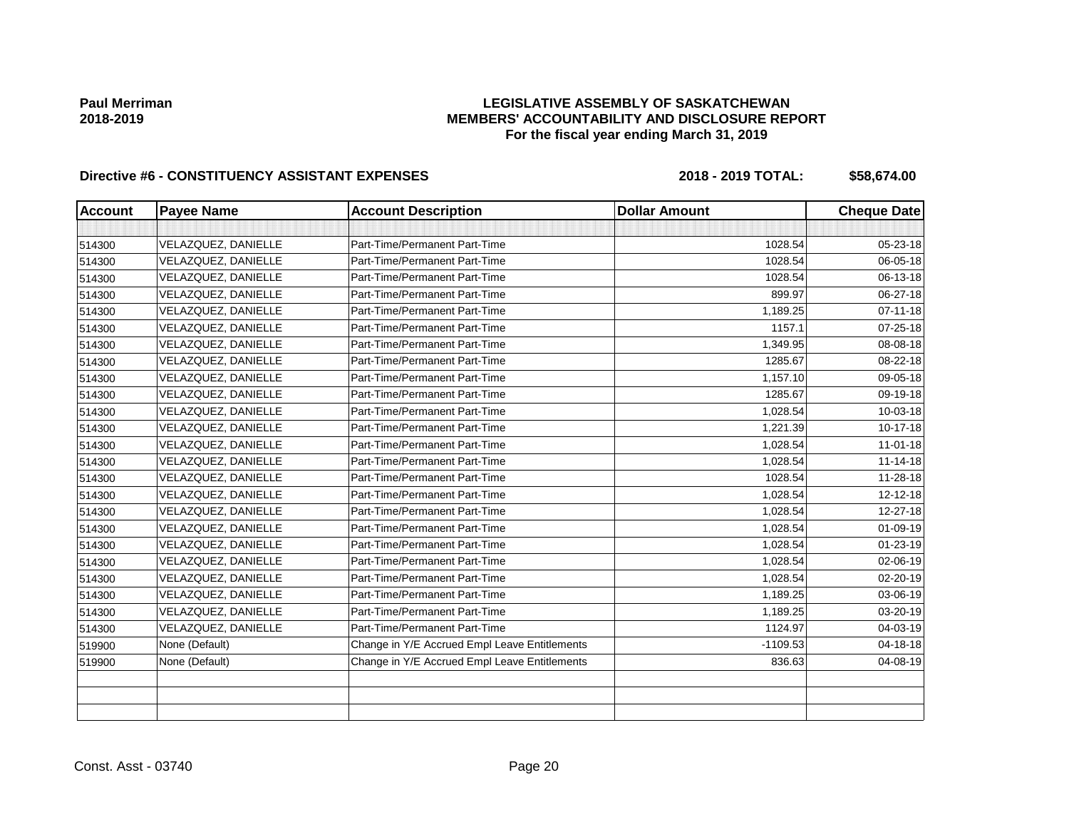**Paul Merriman**
**2018-2019**

**LEGISLATIVE ASSEMBLY OF SASKATCHEWAN**
**MEMBERS' ACCOUNTABILITY AND DISCLOSURE REPORT**
**For the fiscal year ending March 31, 2019**

**Directive #6 - CONSTITUENCY ASSISTANT EXPENSES** **2018 - 2019 TOTAL: $58,674.00**

| Account | Payee Name | Account Description | Dollar Amount | Cheque Date |
|---|---|---|---|---|
| | | | | |
| 514300 | VELAZQUEZ, DANIELLE | Part-Time/Permanent Part-Time | 1028.54 | 05-23-18 |
| 514300 | VELAZQUEZ, DANIELLE | Part-Time/Permanent Part-Time | 1028.54 | 06-05-18 |
| 514300 | VELAZQUEZ, DANIELLE | Part-Time/Permanent Part-Time | 1028.54 | 06-13-18 |
| 514300 | VELAZQUEZ, DANIELLE | Part-Time/Permanent Part-Time | 899.97 | 06-27-18 |
| 514300 | VELAZQUEZ, DANIELLE | Part-Time/Permanent Part-Time | 1,189.25 | 07-11-18 |
| 514300 | VELAZQUEZ, DANIELLE | Part-Time/Permanent Part-Time | 1157.1 | 07-25-18 |
| 514300 | VELAZQUEZ, DANIELLE | Part-Time/Permanent Part-Time | 1,349.95 | 08-08-18 |
| 514300 | VELAZQUEZ, DANIELLE | Part-Time/Permanent Part-Time | 1285.67 | 08-22-18 |
| 514300 | VELAZQUEZ, DANIELLE | Part-Time/Permanent Part-Time | 1,157.10 | 09-05-18 |
| 514300 | VELAZQUEZ, DANIELLE | Part-Time/Permanent Part-Time | 1285.67 | 09-19-18 |
| 514300 | VELAZQUEZ, DANIELLE | Part-Time/Permanent Part-Time | 1,028.54 | 10-03-18 |
| 514300 | VELAZQUEZ, DANIELLE | Part-Time/Permanent Part-Time | 1,221.39 | 10-17-18 |
| 514300 | VELAZQUEZ, DANIELLE | Part-Time/Permanent Part-Time | 1,028.54 | 11-01-18 |
| 514300 | VELAZQUEZ, DANIELLE | Part-Time/Permanent Part-Time | 1,028.54 | 11-14-18 |
| 514300 | VELAZQUEZ, DANIELLE | Part-Time/Permanent Part-Time | 1028.54 | 11-28-18 |
| 514300 | VELAZQUEZ, DANIELLE | Part-Time/Permanent Part-Time | 1,028.54 | 12-12-18 |
| 514300 | VELAZQUEZ, DANIELLE | Part-Time/Permanent Part-Time | 1,028.54 | 12-27-18 |
| 514300 | VELAZQUEZ, DANIELLE | Part-Time/Permanent Part-Time | 1,028.54 | 01-09-19 |
| 514300 | VELAZQUEZ, DANIELLE | Part-Time/Permanent Part-Time | 1,028.54 | 01-23-19 |
| 514300 | VELAZQUEZ, DANIELLE | Part-Time/Permanent Part-Time | 1,028.54 | 02-06-19 |
| 514300 | VELAZQUEZ, DANIELLE | Part-Time/Permanent Part-Time | 1,028.54 | 02-20-19 |
| 514300 | VELAZQUEZ, DANIELLE | Part-Time/Permanent Part-Time | 1,189.25 | 03-06-19 |
| 514300 | VELAZQUEZ, DANIELLE | Part-Time/Permanent Part-Time | 1,189.25 | 03-20-19 |
| 514300 | VELAZQUEZ, DANIELLE | Part-Time/Permanent Part-Time | 1124.97 | 04-03-19 |
| 519900 | None (Default) | Change in Y/E Accrued Empl Leave Entitlements | -1109.53 | 04-18-18 |
| 519900 | None (Default) | Change in Y/E Accrued Empl Leave Entitlements | 836.63 | 04-08-19 |
| | | | | |
| | | | | |
| | | | | |

Const. Asst - 03740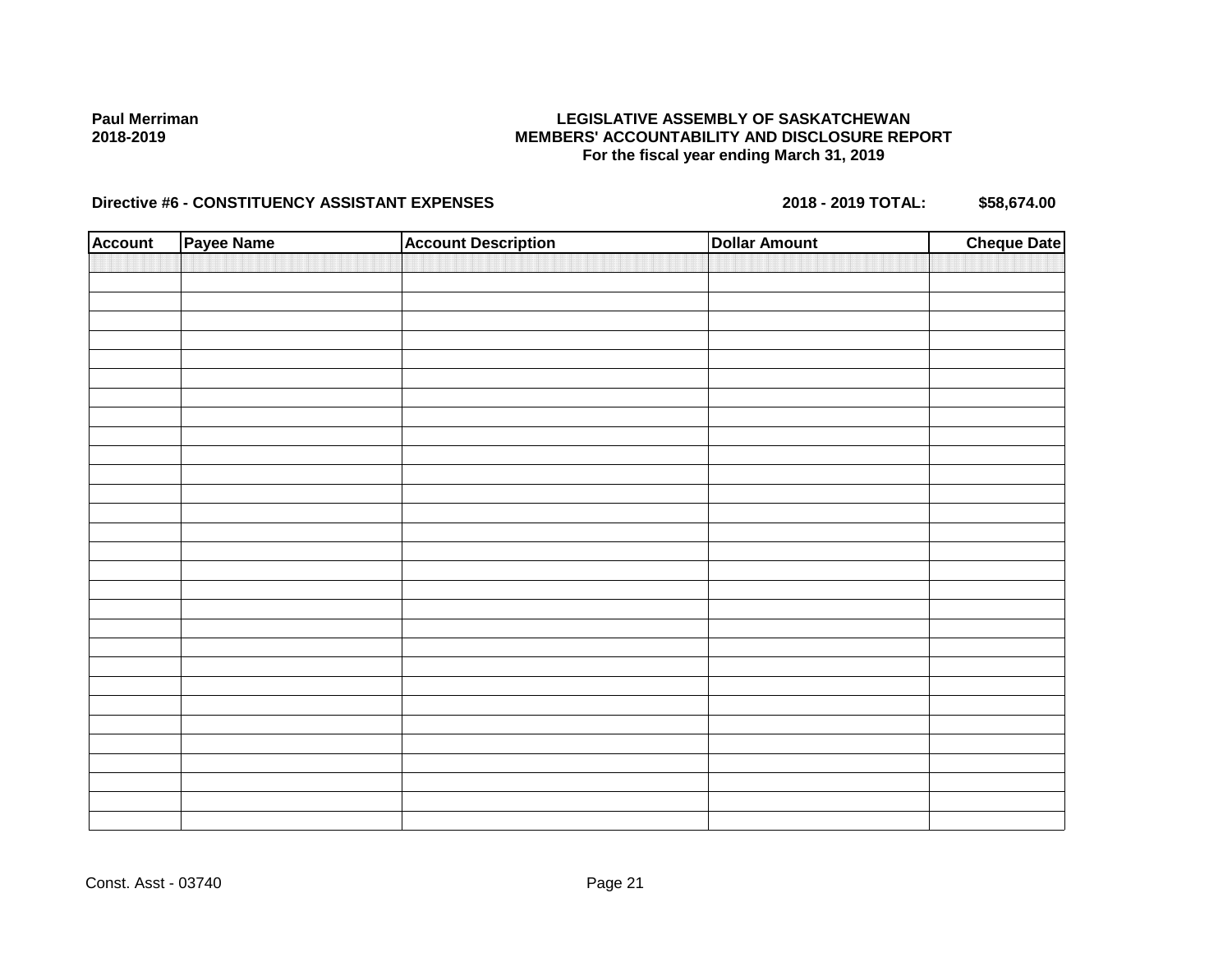**Paul Merriman**
**2018-2019**

**LEGISLATIVE ASSEMBLY OF SASKATCHEWAN**
**MEMBERS' ACCOUNTABILITY AND DISCLOSURE REPORT**
**For the fiscal year ending March 31, 2019**

**Directive #6 - CONSTITUENCY ASSISTANT EXPENSES** **2018 - 2019 TOTAL: $58,674.00**

| Account | Payee Name | Account Description | Dollar Amount | Cheque Date |
|---|---|---|---|---|
| | | | | |

Const. Asst - 03740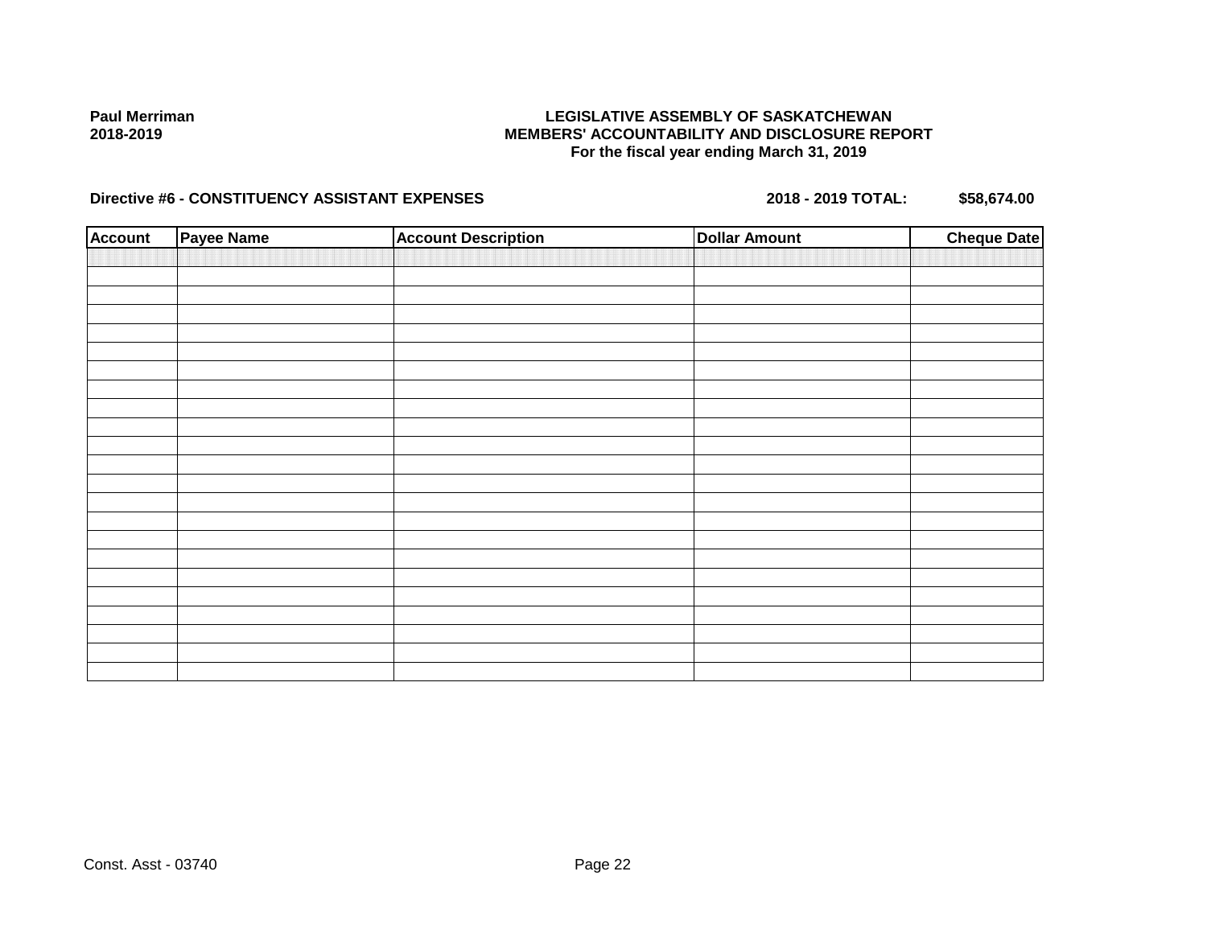**Paul Merriman**
**2018-2019**

**LEGISLATIVE ASSEMBLY OF SASKATCHEWAN**
**MEMBERS' ACCOUNTABILITY AND DISCLOSURE REPORT**
**For the fiscal year ending March 31, 2019**

**Directive #6 - CONSTITUENCY ASSISTANT EXPENSES** **2018 - 2019 TOTAL: $58,674.00**

| Account | Payee Name | Account Description | Dollar Amount | Cheque Date |
|---|---|---|---|---|
| | | | | |

Const. Asst - 03740